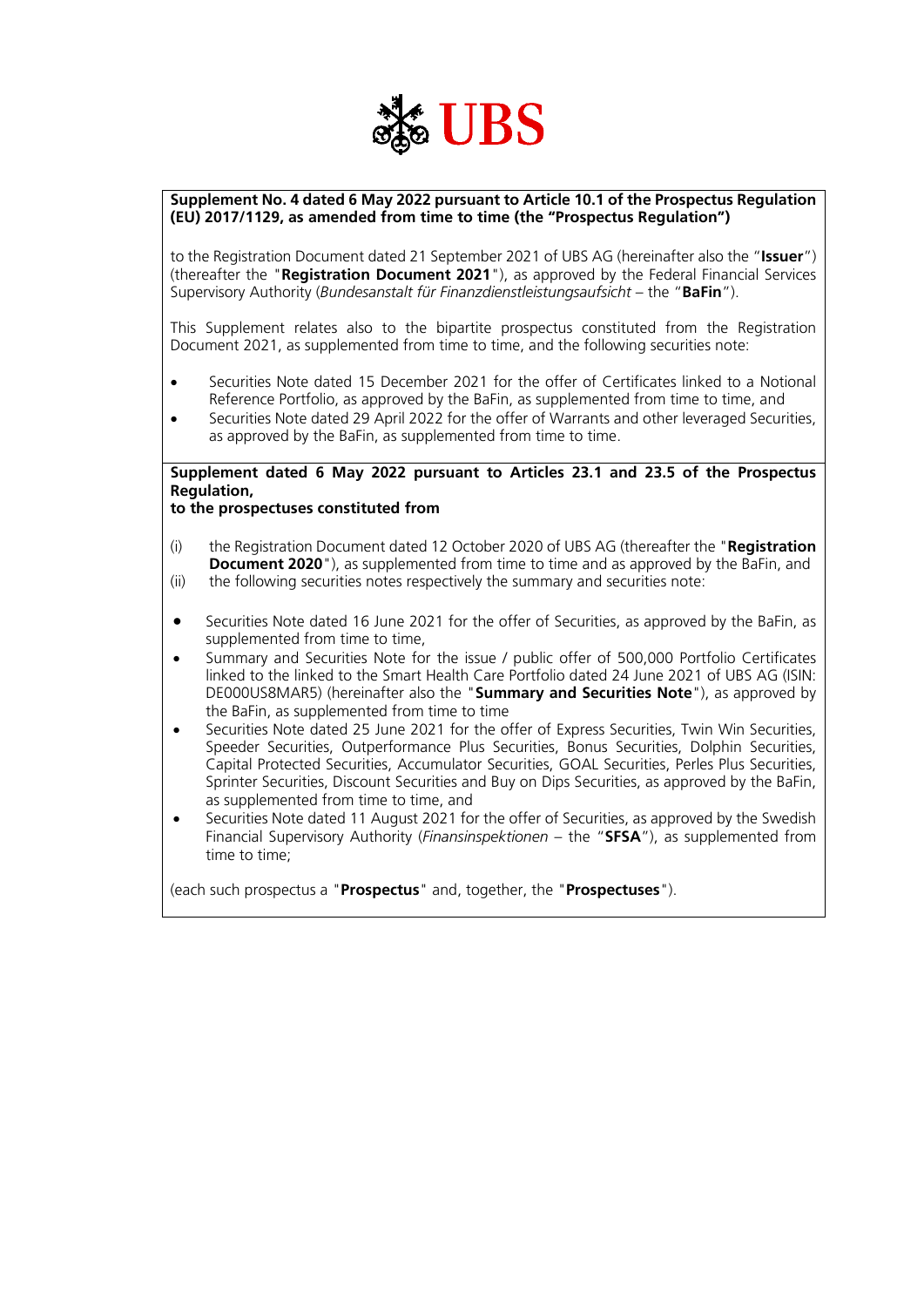UBS

**Supplement No. 4 dated 6 May 2022 pursuant to Article 10.1 of the Prospectus Regulation (EU) 2017/1129, as amended from time to time (the "Prospectus Regulation")**

to the Registration Document dated 21 September 2021 of UBS AG (hereinafter also the "**Issuer**") (thereafter the "**Registration Document 2021**"), as approved by the Federal Financial Services Supervisory Authority (*Bundesanstalt für Finanzdienstleistungsaufsicht* – the "**BaFin**").

This Supplement relates also to the bipartite prospectus constituted from the Registration Document 2021, as supplemented from time to time, and the following securities note:

- Securities Note dated 15 December 2021 for the offer of Certificates linked to a Notional Reference Portfolio, as approved by the BaFin, as supplemented from time to time, and
- Securities Note dated 29 April 2022 for the offer of Warrants and other leveraged Securities, as approved by the BaFin, as supplemented from time to time.

**Supplement dated 6 May 2022 pursuant to Articles 23.1 and 23.5 of the Prospectus Regulation,**
**to the prospectuses constituted from**

(i) the Registration Document dated 12 October 2020 of UBS AG (thereafter the "**Registration Document 2020**"), as supplemented from time to time and as approved by the BaFin, and
(ii) the following securities notes respectively the summary and securities note:

- Securities Note dated 16 June 2021 for the offer of Securities, as approved by the BaFin, as supplemented from time to time,
- Summary and Securities Note for the issue / public offer of 500,000 Portfolio Certificates linked to the linked to the Smart Health Care Portfolio dated 24 June 2021 of UBS AG (ISIN: DE000US8MAR5) (hereinafter also the "**Summary and Securities Note**"), as approved by the BaFin, as supplemented from time to time
- Securities Note dated 25 June 2021 for the offer of Express Securities, Twin Win Securities, Speeder Securities, Outperformance Plus Securities, Bonus Securities, Dolphin Securities, Capital Protected Securities, Accumulator Securities, GOAL Securities, Perles Plus Securities, Sprinter Securities, Discount Securities and Buy on Dips Securities, as approved by the BaFin, as supplemented from time to time, and
- Securities Note dated 11 August 2021 for the offer of Securities, as approved by the Swedish Financial Supervisory Authority (*Finansinspektionen* – the "**SFSA**"), as supplemented from time to time;

(each such prospectus a "**Prospectus**" and, together, the "**Prospectuses**").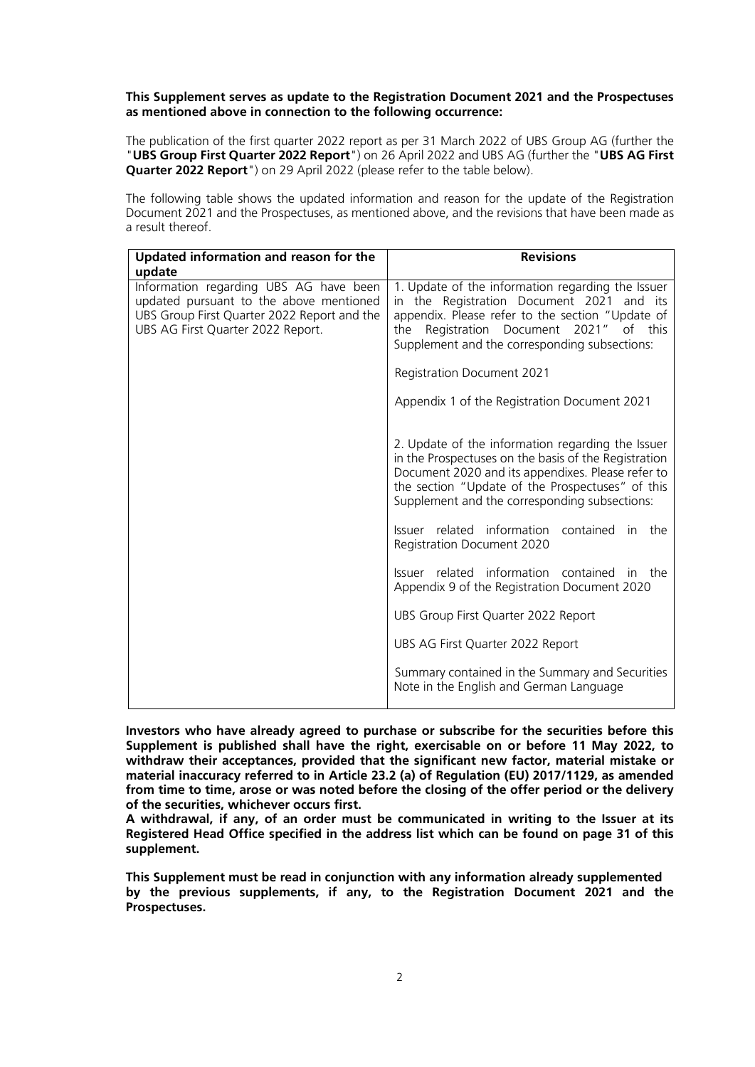**This Supplement serves as update to the Registration Document 2021 and the Prospectuses as mentioned above in connection to the following occurrence:**

The publication of the first quarter 2022 report as per 31 March 2022 of UBS Group AG (further the "**UBS Group First Quarter 2022 Report**") on 26 April 2022 and UBS AG (further the "**UBS AG First Quarter 2022 Report**") on 29 April 2022 (please refer to the table below).

The following table shows the updated information and reason for the update of the Registration Document 2021 and the Prospectuses, as mentioned above, and the revisions that have been made as a result thereof.

| **Updated information and reason for the update** | **Revisions** |
|---|---|
| Information regarding UBS AG have been updated pursuant to the above mentioned UBS Group First Quarter 2022 Report and the UBS AG First Quarter 2022 Report. | 1. Update of the information regarding the Issuer in the Registration Document 2021 and its appendix. Please refer to the section "Update of the Registration Document 2021" of this Supplement and the corresponding subsections:<br><br>Registration Document 2021<br><br>Appendix 1 of the Registration Document 2021<br><br>2. Update of the information regarding the Issuer in the Prospectuses on the basis of the Registration Document 2020 and its appendixes. Please refer to the section "Update of the Prospectuses" of this Supplement and the corresponding subsections:<br><br>Issuer related information contained in the Registration Document 2020<br><br>Issuer related information contained in the Appendix 9 of the Registration Document 2020<br><br>UBS Group First Quarter 2022 Report<br><br>UBS AG First Quarter 2022 Report<br><br>Summary contained in the Summary and Securities Note in the English and German Language |

**Investors who have already agreed to purchase or subscribe for the securities before this Supplement is published shall have the right, exercisable on or before 11 May 2022, to withdraw their acceptances, provided that the significant new factor, material mistake or material inaccuracy referred to in Article 23.2 (a) of Regulation (EU) 2017/1129, as amended from time to time, arose or was noted before the closing of the offer period or the delivery of the securities, whichever occurs first.**

**A withdrawal, if any, of an order must be communicated in writing to the Issuer at its Registered Head Office specified in the address list which can be found on page 31 of this supplement.**

**This Supplement must be read in conjunction with any information already supplemented by the previous supplements, if any, to the Registration Document 2021 and the Prospectuses.**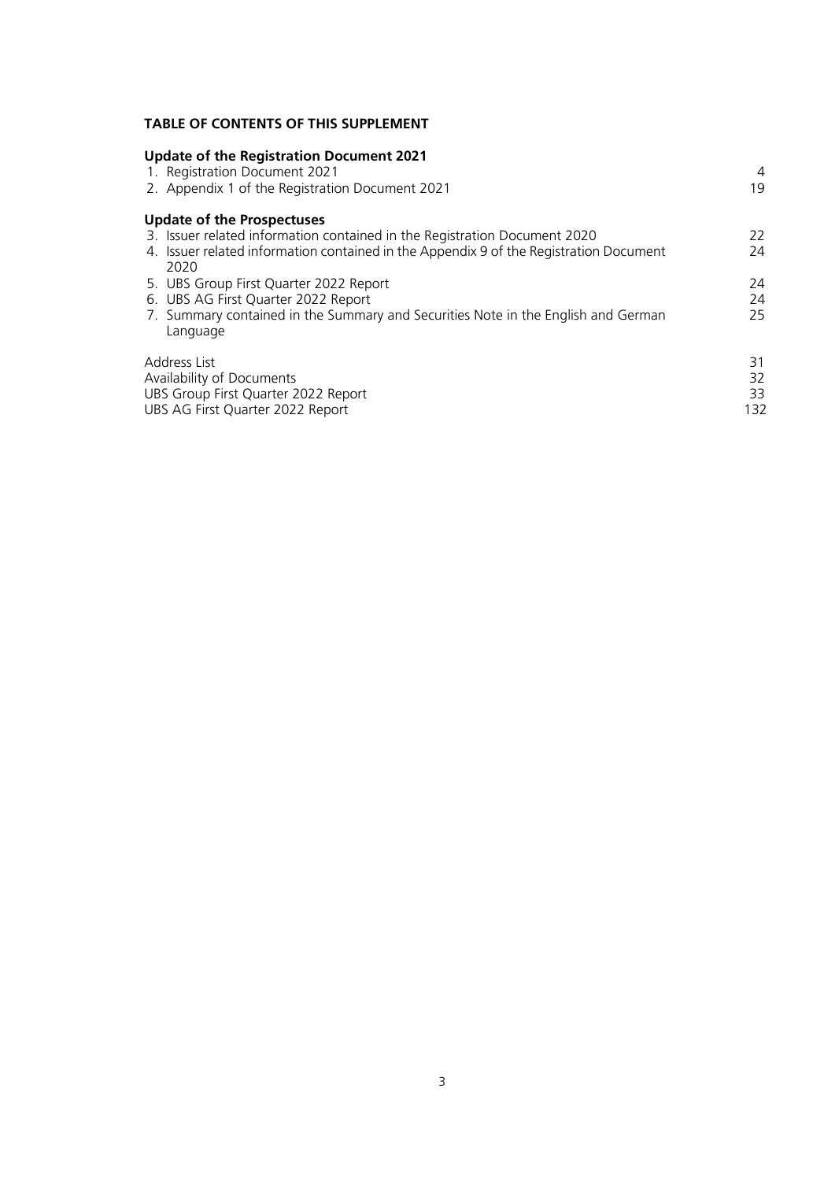**TABLE OF CONTENTS OF THIS SUPPLEMENT**

**Update of the Registration Document 2021**

| | |
|---|---|
| 1. Registration Document 2021 | 4 |
| 2. Appendix 1 of the Registration Document 2021 | 19 |

**Update of the Prospectuses**

| | |
|---|---|
| 3. Issuer related information contained in the Registration Document 2020 | 22 |
| 4. Issuer related information contained in the Appendix 9 of the Registration Document 2020 | 24 |
| 5. UBS Group First Quarter 2022 Report | 24 |
| 6. UBS AG First Quarter 2022 Report | 24 |
| 7. Summary contained in the Summary and Securities Note in the English and German Language | 25 |

| | |
|---|---|
| Address List | 31 |
| Availability of Documents | 32 |
| UBS Group First Quarter 2022 Report | 33 |
| UBS AG First Quarter 2022 Report | 132 |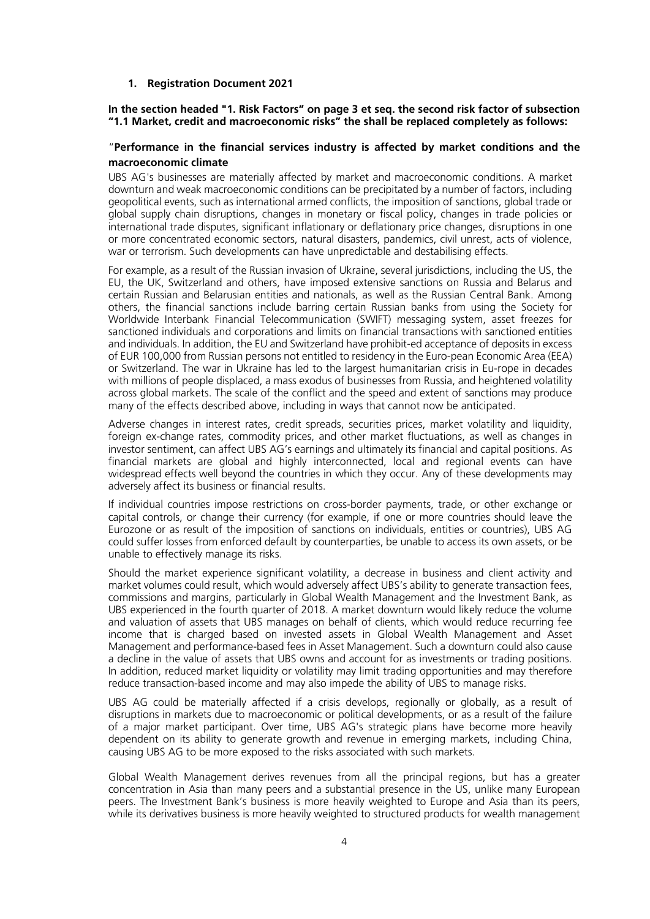## 1. Registration Document 2021

**In the section headed "1. Risk Factors" on page 3 et seq. the second risk factor of subsection "1.1 Market, credit and macroeconomic risks" the shall be replaced completely as follows:**

"**Performance in the financial services industry is affected by market conditions and the macroeconomic climate**

UBS AG's businesses are materially affected by market and macroeconomic conditions. A market downturn and weak macroeconomic conditions can be precipitated by a number of factors, including geopolitical events, such as international armed conflicts, the imposition of sanctions, global trade or global supply chain disruptions, changes in monetary or fiscal policy, changes in trade policies or international trade disputes, significant inflationary or deflationary price changes, disruptions in one or more concentrated economic sectors, natural disasters, pandemics, civil unrest, acts of violence, war or terrorism. Such developments can have unpredictable and destabilising effects.

For example, as a result of the Russian invasion of Ukraine, several jurisdictions, including the US, the EU, the UK, Switzerland and others, have imposed extensive sanctions on Russia and Belarus and certain Russian and Belarusian entities and nationals, as well as the Russian Central Bank. Among others, the financial sanctions include barring certain Russian banks from using the Society for Worldwide Interbank Financial Telecommunication (SWIFT) messaging system, asset freezes for sanctioned individuals and corporations and limits on financial transactions with sanctioned entities and individuals. In addition, the EU and Switzerland have prohibit-ed acceptance of deposits in excess of EUR 100,000 from Russian persons not entitled to residency in the Euro-pean Economic Area (EEA) or Switzerland. The war in Ukraine has led to the largest humanitarian crisis in Eu-rope in decades with millions of people displaced, a mass exodus of businesses from Russia, and heightened volatility across global markets. The scale of the conflict and the speed and extent of sanctions may produce many of the effects described above, including in ways that cannot now be anticipated.

Adverse changes in interest rates, credit spreads, securities prices, market volatility and liquidity, foreign ex-change rates, commodity prices, and other market fluctuations, as well as changes in investor sentiment, can affect UBS AG's earnings and ultimately its financial and capital positions. As financial markets are global and highly interconnected, local and regional events can have widespread effects well beyond the countries in which they occur. Any of these developments may adversely affect its business or financial results.

If individual countries impose restrictions on cross-border payments, trade, or other exchange or capital controls, or change their currency (for example, if one or more countries should leave the Eurozone or as result of the imposition of sanctions on individuals, entities or countries), UBS AG could suffer losses from enforced default by counterparties, be unable to access its own assets, or be unable to effectively manage its risks.

Should the market experience significant volatility, a decrease in business and client activity and market volumes could result, which would adversely affect UBS's ability to generate transaction fees, commissions and margins, particularly in Global Wealth Management and the Investment Bank, as UBS experienced in the fourth quarter of 2018. A market downturn would likely reduce the volume and valuation of assets that UBS manages on behalf of clients, which would reduce recurring fee income that is charged based on invested assets in Global Wealth Management and Asset Management and performance-based fees in Asset Management. Such a downturn could also cause a decline in the value of assets that UBS owns and account for as investments or trading positions. In addition, reduced market liquidity or volatility may limit trading opportunities and may therefore reduce transaction-based income and may also impede the ability of UBS to manage risks.

UBS AG could be materially affected if a crisis develops, regionally or globally, as a result of disruptions in markets due to macroeconomic or political developments, or as a result of the failure of a major market participant. Over time, UBS AG's strategic plans have become more heavily dependent on its ability to generate growth and revenue in emerging markets, including China, causing UBS AG to be more exposed to the risks associated with such markets.

Global Wealth Management derives revenues from all the principal regions, but has a greater concentration in Asia than many peers and a substantial presence in the US, unlike many European peers. The Investment Bank's business is more heavily weighted to Europe and Asia than its peers, while its derivatives business is more heavily weighted to structured products for wealth management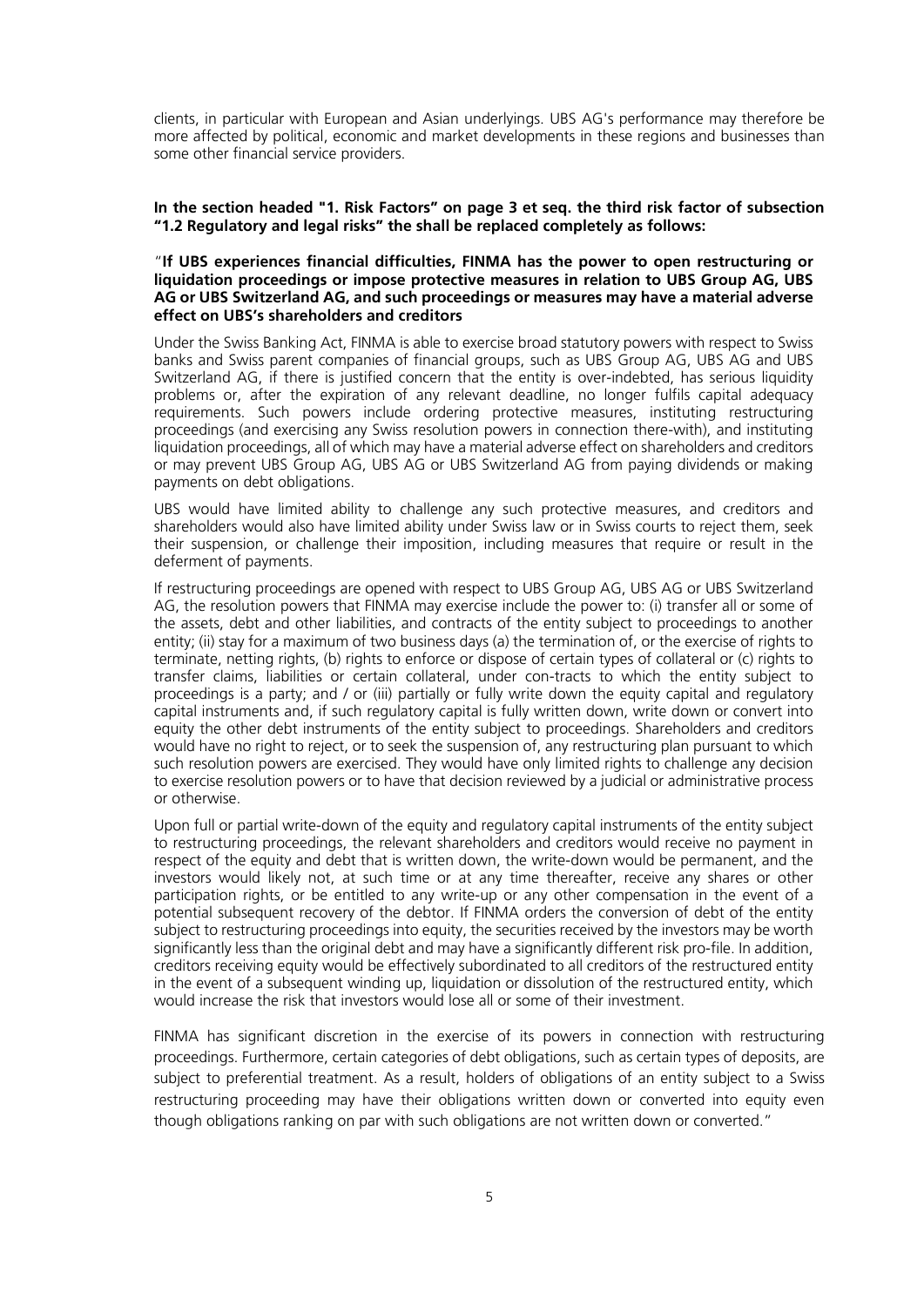clients, in particular with European and Asian underlyings. UBS AG's performance may therefore be more affected by political, economic and market developments in these regions and businesses than some other financial service providers.

**In the section headed "1. Risk Factors" on page 3 et seq. the third risk factor of subsection "1.2 Regulatory and legal risks" the shall be replaced completely as follows:**

"**If UBS experiences financial difficulties, FINMA has the power to open restructuring or liquidation proceedings or impose protective measures in relation to UBS Group AG, UBS AG or UBS Switzerland AG, and such proceedings or measures may have a material adverse effect on UBS's shareholders and creditors**

Under the Swiss Banking Act, FINMA is able to exercise broad statutory powers with respect to Swiss banks and Swiss parent companies of financial groups, such as UBS Group AG, UBS AG and UBS Switzerland AG, if there is justified concern that the entity is over-indebted, has serious liquidity problems or, after the expiration of any relevant deadline, no longer fulfils capital adequacy requirements. Such powers include ordering protective measures, instituting restructuring proceedings (and exercising any Swiss resolution powers in connection there-with), and instituting liquidation proceedings, all of which may have a material adverse effect on shareholders and creditors or may prevent UBS Group AG, UBS AG or UBS Switzerland AG from paying dividends or making payments on debt obligations.

UBS would have limited ability to challenge any such protective measures, and creditors and shareholders would also have limited ability under Swiss law or in Swiss courts to reject them, seek their suspension, or challenge their imposition, including measures that require or result in the deferment of payments.

If restructuring proceedings are opened with respect to UBS Group AG, UBS AG or UBS Switzerland AG, the resolution powers that FINMA may exercise include the power to: (i) transfer all or some of the assets, debt and other liabilities, and contracts of the entity subject to proceedings to another entity; (ii) stay for a maximum of two business days (a) the termination of, or the exercise of rights to terminate, netting rights, (b) rights to enforce or dispose of certain types of collateral or (c) rights to transfer claims, liabilities or certain collateral, under con-tracts to which the entity subject to proceedings is a party; and / or (iii) partially or fully write down the equity capital and regulatory capital instruments and, if such regulatory capital is fully written down, write down or convert into equity the other debt instruments of the entity subject to proceedings. Shareholders and creditors would have no right to reject, or to seek the suspension of, any restructuring plan pursuant to which such resolution powers are exercised. They would have only limited rights to challenge any decision to exercise resolution powers or to have that decision reviewed by a judicial or administrative process or otherwise.

Upon full or partial write-down of the equity and regulatory capital instruments of the entity subject to restructuring proceedings, the relevant shareholders and creditors would receive no payment in respect of the equity and debt that is written down, the write-down would be permanent, and the investors would likely not, at such time or at any time thereafter, receive any shares or other participation rights, or be entitled to any write-up or any other compensation in the event of a potential subsequent recovery of the debtor. If FINMA orders the conversion of debt of the entity subject to restructuring proceedings into equity, the securities received by the investors may be worth significantly less than the original debt and may have a significantly different risk pro-file. In addition, creditors receiving equity would be effectively subordinated to all creditors of the restructured entity in the event of a subsequent winding up, liquidation or dissolution of the restructured entity, which would increase the risk that investors would lose all or some of their investment.

FINMA has significant discretion in the exercise of its powers in connection with restructuring proceedings. Furthermore, certain categories of debt obligations, such as certain types of deposits, are subject to preferential treatment. As a result, holders of obligations of an entity subject to a Swiss restructuring proceeding may have their obligations written down or converted into equity even though obligations ranking on par with such obligations are not written down or converted."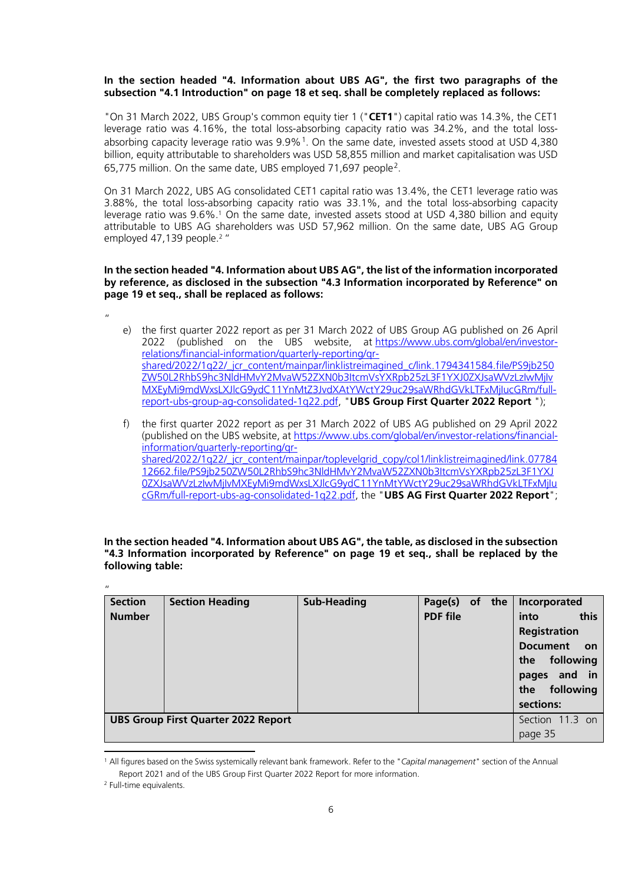**In the section headed "4. Information about UBS AG", the first two paragraphs of the subsection "4.1 Introduction" on page 18 et seq. shall be completely replaced as follows:**

"On 31 March 2022, UBS Group's common equity tier 1 ("**CET1**") capital ratio was 14.3%, the CET1 leverage ratio was 4.16%, the total loss-absorbing capacity ratio was 34.2%, and the total loss-absorbing capacity leverage ratio was 9.9%[1]. On the same date, invested assets stood at USD 4,380 billion, equity attributable to shareholders was USD 58,855 million and market capitalisation was USD 65,775 million. On the same date, UBS employed 71,697 people[2].

On 31 March 2022, UBS AG consolidated CET1 capital ratio was 13.4%, the CET1 leverage ratio was 3.88%, the total loss-absorbing capacity ratio was 33.1%, and the total loss-absorbing capacity leverage ratio was 9.6%.[1] On the same date, invested assets stood at USD 4,380 billion and equity attributable to UBS AG shareholders was USD 57,962 million. On the same date, UBS AG Group employed 47,139 people.[2] "

**In the section headed "4. Information about UBS AG", the list of the information incorporated by reference, as disclosed in the subsection "4.3 Information incorporated by Reference" on page 19 et seq., shall be replaced as follows:**

"

e) the first quarter 2022 report as per 31 March 2022 of UBS Group AG published on 26 April 2022 (published on the UBS website, at https://www.ubs.com/global/en/investor-relations/financial-information/quarterly-reporting/qr-shared/2022/1q22/_jcr_content/mainpar/linklistreimagined_c/link.1794341584.file/PS9jb250ZW50L2RhbS9hc3NldHMvY2MvaW52ZXN0b3ItcmVsYXRpb25zL3F1YXJ0ZXJsaWVzLzIwMjIvMXEyMi9mdWxsLXJlcG9ydC11YnMtZ3JvdXAtYWctY29uc29saWRhdGVkLTFxMjIucGRm/full-report-ubs-group-ag-consolidated-1q22.pdf, "**UBS Group First Quarter 2022 Report** ");

f) the first quarter 2022 report as per 31 March 2022 of UBS AG published on 29 April 2022 (published on the UBS website, at https://www.ubs.com/global/en/investor-relations/financial-information/quarterly-reporting/qr-shared/2022/1q22/_jcr_content/mainpar/toplevelgrid_copy/col1/linklistreimagined/link.0778412662.file/PS9jb250ZW50L2RhbS9hc3NldHMvY2MvaW52ZXN0b3ItcmVsYXRpb25zL3F1YXJ0ZXJsaWVzLzIwMjIvMXEyMi9mdWxsLXJlcG9ydC11YnMtYWctY29uc29saWRhdGVkLTFxMjIucGRm/full-report-ubs-ag-consolidated-1q22.pdf, the "**UBS AG First Quarter 2022 Report**";

**In the section headed "4. Information about UBS AG", the table, as disclosed in the subsection "4.3 Information incorporated by Reference" on page 19 et seq., shall be replaced by the following table:**

"

| **Section Number** | **Section Heading** | **Sub-Heading** | **Page(s) of the PDF file** | **Incorporated into this Registration Document on the following pages and in the following sections:** |
|---|---|---|---|---|
| **UBS Group First Quarter 2022 Report** | | | | Section 11.3 on page 35 |

[1] All figures based on the Swiss systemically relevant bank framework. Refer to the "*Capital management*" section of the Annual Report 2021 and of the UBS Group First Quarter 2022 Report for more information.

[2] Full-time equivalents.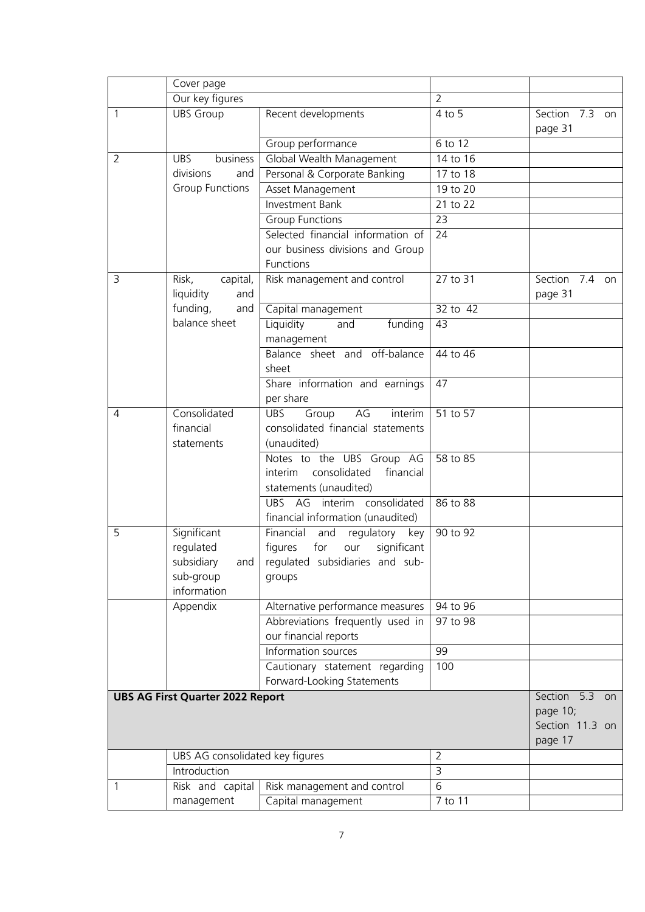| | | | | |
|---|---|---|---|---|
| | Cover page | | | |
| | Our key figures | | 2 | |
| 1 | UBS Group | Recent developments | 4 to 5 | Section 7.3 on page 31 |
| | | Group performance | 6 to 12 | |
| 2 | UBS business divisions and Group Functions | Global Wealth Management | 14 to 16 | |
| | | Personal & Corporate Banking | 17 to 18 | |
| | | Asset Management | 19 to 20 | |
| | | Investment Bank | 21 to 22 | |
| | | Group Functions | 23 | |
| | | Selected financial information of our business divisions and Group Functions | 24 | |
| 3 | Risk, capital, liquidity and funding, and balance sheet | Risk management and control | 27 to 31 | Section 7.4 on page 31 |
| | | Capital management | 32 to 42 | |
| | | Liquidity and funding management | 43 | |
| | | Balance sheet and off-balance sheet | 44 to 46 | |
| | | Share information and earnings per share | 47 | |
| 4 | Consolidated financial statements | UBS Group AG interim consolidated financial statements (unaudited) | 51 to 57 | |
| | | Notes to the UBS Group AG interim consolidated financial statements (unaudited) | 58 to 85 | |
| | | UBS AG interim consolidated financial information (unaudited) | 86 to 88 | |
| 5 | Significant regulated subsidiary and sub-group information | Financial and regulatory key figures for our significant regulated subsidiaries and sub-groups | 90 to 92 | |
| | Appendix | Alternative performance measures | 94 to 96 | |
| | | Abbreviations frequently used in our financial reports | 97 to 98 | |
| | | Information sources | 99 | |
| | | Cautionary statement regarding Forward-Looking Statements | 100 | |
| **UBS AG First Quarter 2022 Report** | | | | Section 5.3 on page 10; Section 11.3 on page 17 |
| | UBS AG consolidated key figures | | 2 | |
| | Introduction | | 3 | |
| 1 | Risk and capital management | Risk management and control | 6 | |
| | | Capital management | 7 to 11 | |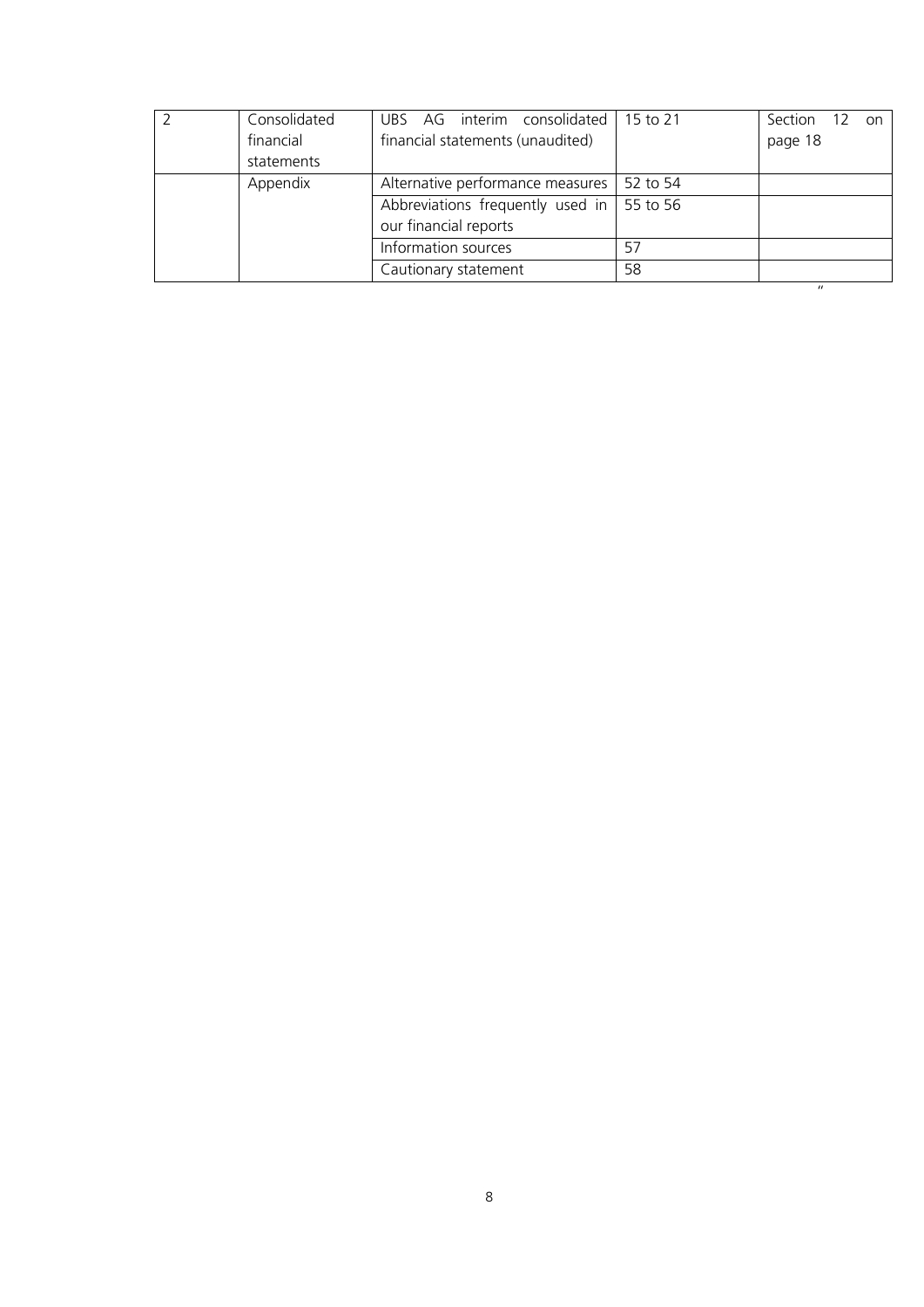| 2 | Consolidated financial statements | UBS AG interim consolidated financial statements (unaudited) | 15 to 21 | Section 12 on page 18 |
|---|---|---|---|---|
| | Appendix | Alternative performance measures | 52 to 54 | |
| | | Abbreviations frequently used in our financial reports | 55 to 56 | |
| | | Information sources | 57 | |
| | | Cautionary statement | 58 | |

"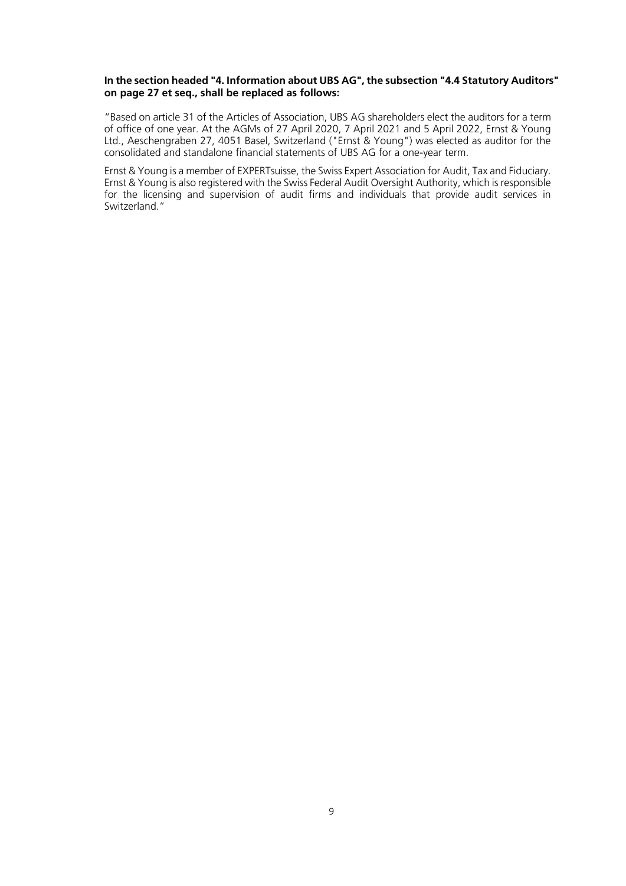**In the section headed "4. Information about UBS AG", the subsection "4.4 Statutory Auditors" on page 27 et seq., shall be replaced as follows:**

"Based on article 31 of the Articles of Association, UBS AG shareholders elect the auditors for a term of office of one year. At the AGMs of 27 April 2020, 7 April 2021 and 5 April 2022, Ernst & Young Ltd., Aeschengraben 27, 4051 Basel, Switzerland ("Ernst & Young") was elected as auditor for the consolidated and standalone financial statements of UBS AG for a one-year term.

Ernst & Young is a member of EXPERTsuisse, the Swiss Expert Association for Audit, Tax and Fiduciary. Ernst & Young is also registered with the Swiss Federal Audit Oversight Authority, which is responsible for the licensing and supervision of audit firms and individuals that provide audit services in Switzerland."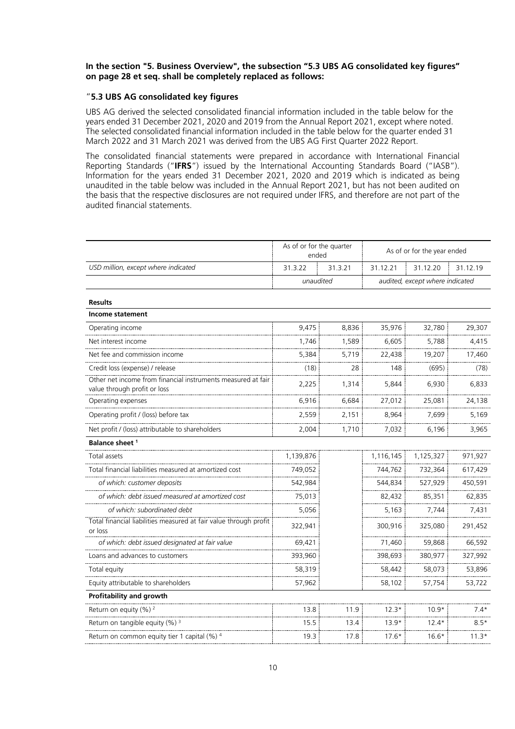**In the section "5. Business Overview", the subsection "5.3 UBS AG consolidated key figures" on page 28 et seq. shall be completely replaced as follows:**

"**5.3 UBS AG consolidated key figures**

UBS AG derived the selected consolidated financial information included in the table below for the years ended 31 December 2021, 2020 and 2019 from the Annual Report 2021, except where noted. The selected consolidated financial information included in the table below for the quarter ended 31 March 2022 and 31 March 2021 was derived from the UBS AG First Quarter 2022 Report.

The consolidated financial statements were prepared in accordance with International Financial Reporting Standards ("**IFRS**") issued by the International Accounting Standards Board ("IASB"). Information for the years ended 31 December 2021, 2020 and 2019 which is indicated as being unaudited in the table below was included in the Annual Report 2021, but has not been audited on the basis that the respective disclosures are not required under IFRS, and therefore are not part of the audited financial statements.

| | As of or for the quarter ended | | As of or for the year ended | | |
|---|---|---|---|---|---|
| *USD million, except where indicated* | 31.3.22 | 31.3.21 | 31.12.21 | 31.12.20 | 31.12.19 |
| | *unaudited* | | *audited, except where indicated* | | |
| **Results** | | | | | |
| **Income statement** | | | | | |
| Operating income | 9,475 | 8,836 | 35,976 | 32,780 | 29,307 |
| Net interest income | 1,746 | 1,589 | 6,605 | 5,788 | 4,415 |
| Net fee and commission income | 5,384 | 5,719 | 22,438 | 19,207 | 17,460 |
| Credit loss (expense) / release | (18) | 28 | 148 | (695) | (78) |
| Other net income from financial instruments measured at fair value through profit or loss | 2,225 | 1,314 | 5,844 | 6,930 | 6,833 |
| Operating expenses | 6,916 | 6,684 | 27,012 | 25,081 | 24,138 |
| Operating profit / (loss) before tax | 2,559 | 2,151 | 8,964 | 7,699 | 5,169 |
| Net profit / (loss) attributable to shareholders | 2,004 | 1,710 | 7,032 | 6,196 | 3,965 |
| **Balance sheet** [1] | | | | | |
| Total assets | 1,139,876 | | 1,116,145 | 1,125,327 | 971,927 |
| Total financial liabilities measured at amortized cost | 749,052 | | 744,762 | 732,364 | 617,429 |
| *of which: customer deposits* | 542,984 | | 544,834 | 527,929 | 450,591 |
| *of which: debt issued measured at amortized cost* | 75,013 | | 82,432 | 85,351 | 62,835 |
| *of which: subordinated debt* | 5,056 | | 5,163 | 7,744 | 7,431 |
| Total financial liabilities measured at fair value through profit or loss | 322,941 | | 300,916 | 325,080 | 291,452 |
| *of which: debt issued designated at fair value* | 69,421 | | 71,460 | 59,868 | 66,592 |
| Loans and advances to customers | 393,960 | | 398,693 | 380,977 | 327,992 |
| Total equity | 58,319 | | 58,442 | 58,073 | 53,896 |
| Equity attributable to shareholders | 57,962 | | 58,102 | 57,754 | 53,722 |
| **Profitability and growth** | | | | | |
| Return on equity (%) [2] | 13.8 | 11.9 | 12.3* | 10.9* | 7.4* |
| Return on tangible equity (%) [3] | 15.5 | 13.4 | 13.9* | 12.4* | 8.5* |
| Return on common equity tier 1 capital (%) [4] | 19.3 | 17.8 | 17.6* | 16.6* | 11.3* |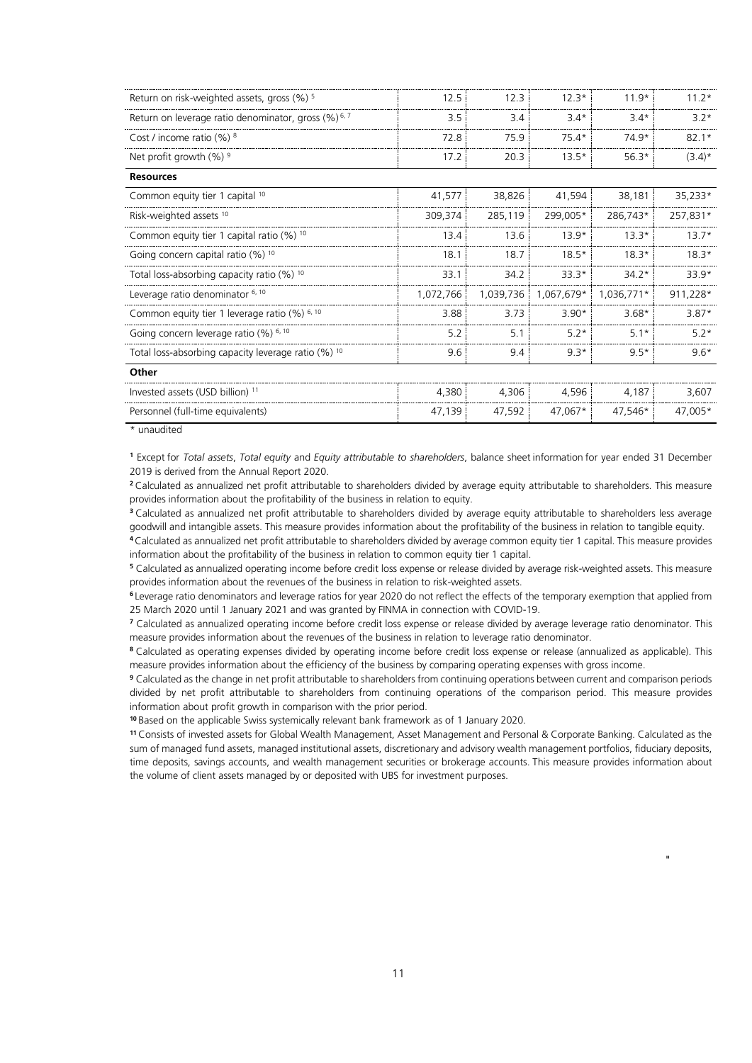| | | | | | |
|---|---|---|---|---|---|
| Return on risk-weighted assets, gross (%) [5] | 12.5 | 12.3 | 12.3* | 11.9* | 11.2* |
| Return on leverage ratio denominator, gross (%) [6, 7] | 3.5 | 3.4 | 3.4* | 3.4* | 3.2* |
| Cost / income ratio (%) [8] | 72.8 | 75.9 | 75.4* | 74.9* | 82.1* |
| Net profit growth (%) [9] | 17.2 | 20.3 | 13.5* | 56.3* | (3.4)* |
| **Resources** | | | | | |
| Common equity tier 1 capital [10] | 41,577 | 38,826 | 41,594 | 38,181 | 35,233* |
| Risk-weighted assets [10] | 309,374 | 285,119 | 299,005* | 286,743* | 257,831* |
| Common equity tier 1 capital ratio (%) [10] | 13.4 | 13.6 | 13.9* | 13.3* | 13.7* |
| Going concern capital ratio (%) [10] | 18.1 | 18.7 | 18.5* | 18.3* | 18.3* |
| Total loss-absorbing capacity ratio (%) [10] | 33.1 | 34.2 | 33.3* | 34.2* | 33.9* |
| Leverage ratio denominator [6, 10] | 1,072,766 | 1,039,736 | 1,067,679* | 1,036,771* | 911,228* |
| Common equity tier 1 leverage ratio (%) [6, 10] | 3.88 | 3.73 | 3.90* | 3.68* | 3.87* |
| Going concern leverage ratio (%) [6, 10] | 5.2 | 5.1 | 5.2* | 5.1* | 5.2* |
| Total loss-absorbing capacity leverage ratio (%) [10] | 9.6 | 9.4 | 9.3* | 9.5* | 9.6* |
| **Other** | | | | | |
| Invested assets (USD billion) [11] | 4,380 | 4,306 | 4,596 | 4,187 | 3,607 |
| Personnel (full-time equivalents) | 47,139 | 47,592 | 47,067* | 47,546* | 47,005* |

* unaudited

[1] Except for *Total assets*, *Total equity* and *Equity attributable to shareholders*, balance sheet information for year ended 31 December 2019 is derived from the Annual Report 2020.

[2] Calculated as annualized net profit attributable to shareholders divided by average equity attributable to shareholders. This measure provides information about the profitability of the business in relation to equity.

[3] Calculated as annualized net profit attributable to shareholders divided by average equity attributable to shareholders less average goodwill and intangible assets. This measure provides information about the profitability of the business in relation to tangible equity.

[4] Calculated as annualized net profit attributable to shareholders divided by average common equity tier 1 capital. This measure provides information about the profitability of the business in relation to common equity tier 1 capital.

[5] Calculated as annualized operating income before credit loss expense or release divided by average risk-weighted assets. This measure provides information about the revenues of the business in relation to risk-weighted assets.

[6] Leverage ratio denominators and leverage ratios for year 2020 do not reflect the effects of the temporary exemption that applied from 25 March 2020 until 1 January 2021 and was granted by FINMA in connection with COVID-19.

[7] Calculated as annualized operating income before credit loss expense or release divided by average leverage ratio denominator. This measure provides information about the revenues of the business in relation to leverage ratio denominator.

[8] Calculated as operating expenses divided by operating income before credit loss expense or release (annualized as applicable). This measure provides information about the efficiency of the business by comparing operating expenses with gross income.

[9] Calculated as the change in net profit attributable to shareholders from continuing operations between current and comparison periods divided by net profit attributable to shareholders from continuing operations of the comparison period. This measure provides information about profit growth in comparison with the prior period.

[10] Based on the applicable Swiss systemically relevant bank framework as of 1 January 2020.

[11] Consists of invested assets for Global Wealth Management, Asset Management and Personal & Corporate Banking. Calculated as the sum of managed fund assets, managed institutional assets, discretionary and advisory wealth management portfolios, fiduciary deposits, time deposits, savings accounts, and wealth management securities or brokerage accounts. This measure provides information about the volume of client assets managed by or deposited with UBS for investment purposes.

"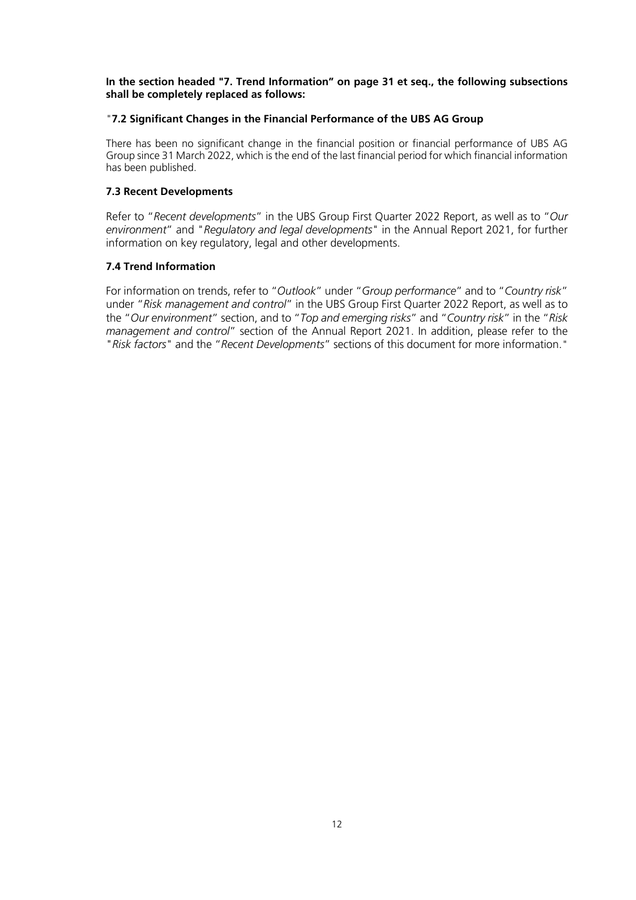**In the section headed "7. Trend Information" on page 31 et seq., the following subsections shall be completely replaced as follows:**

"**7.2 Significant Changes in the Financial Performance of the UBS AG Group**

There has been no significant change in the financial position or financial performance of UBS AG Group since 31 March 2022, which is the end of the last financial period for which financial information has been published.

**7.3 Recent Developments**

Refer to "*Recent developments*" in the UBS Group First Quarter 2022 Report, as well as to "*Our environment*" and "*Regulatory and legal developments*" in the Annual Report 2021, for further information on key regulatory, legal and other developments.

**7.4 Trend Information**

For information on trends, refer to "*Outlook*" under "*Group performance*" and to "*Country risk*" under "*Risk management and control*" in the UBS Group First Quarter 2022 Report, as well as to the "*Our environment*" section, and to "*Top and emerging risks*" and "*Country risk*" in the "*Risk management and control*" section of the Annual Report 2021. In addition, please refer to the "*Risk factors*" and the "*Recent Developments*" sections of this document for more information."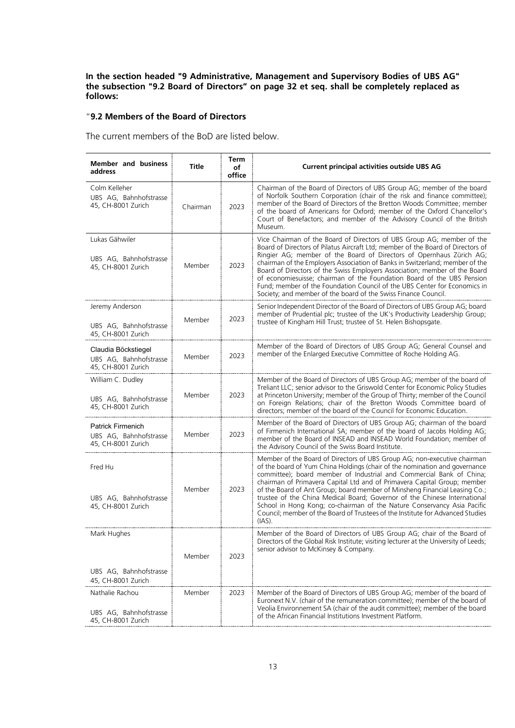**In the section headed "9 Administrative, Management and Supervisory Bodies of UBS AG" the subsection "9.2 Board of Directors" on page 32 et seq. shall be completely replaced as follows:**

"**9.2 Members of the Board of Directors**

The current members of the BoD are listed below.

| Member and business address | Title | Term of office | Current principal activities outside UBS AG |
|---|---|---|---|
| Colm Kelleher<br>UBS AG, Bahnhofstrasse 45, CH-8001 Zurich | Chairman | 2023 | Chairman of the Board of Directors of UBS Group AG; member of the board of Norfolk Southern Corporation (chair of the risk and finance committee); member of the Board of Directors of the Bretton Woods Committee; member of the board of Americans for Oxford; member of the Oxford Chancellor's Court of Benefactors; and member of the Advisory Council of the British Museum. |
| Lukas Gähwiler<br>UBS AG, Bahnhofstrasse 45, CH-8001 Zurich | Member | 2023 | Vice Chairman of the Board of Directors of UBS Group AG; member of the Board of Directors of Pilatus Aircraft Ltd; member of the Board of Directors of Ringier AG; member of the Board of Directors of Opernhaus Zürich AG; chairman of the Employers Association of Banks in Switzerland; member of the Board of Directors of the Swiss Employers Association; member of the Board of economiesuisse; chairman of the Foundation Board of the UBS Pension Fund; member of the Foundation Council of the UBS Center for Economics in Society; and member of the board of the Swiss Finance Council. |
| Jeremy Anderson<br>UBS AG, Bahnhofstrasse 45, CH-8001 Zurich | Member | 2023 | Senior Independent Director of the Board of Directors of UBS Group AG; board member of Prudential plc; trustee of the UK's Productivity Leadership Group; trustee of Kingham Hill Trust; trustee of St. Helen Bishopsgate. |
| Claudia Böckstiegel<br>UBS AG, Bahnhofstrasse 45, CH-8001 Zurich | Member | 2023 | Member of the Board of Directors of UBS Group AG; General Counsel and member of the Enlarged Executive Committee of Roche Holding AG. |
| William C. Dudley<br>UBS AG, Bahnhofstrasse 45, CH-8001 Zurich | Member | 2023 | Member of the Board of Directors of UBS Group AG; member of the board of Treliant LLC; senior advisor to the Griswold Center for Economic Policy Studies at Princeton University; member of the Group of Thirty; member of the Council on Foreign Relations; chair of the Bretton Woods Committee board of directors; member of the board of the Council for Economic Education. |
| Patrick Firmenich<br>UBS AG, Bahnhofstrasse 45, CH-8001 Zurich | Member | 2023 | Member of the Board of Directors of UBS Group AG; chairman of the board of Firmenich International SA; member of the board of Jacobs Holding AG; member of the Board of INSEAD and INSEAD World Foundation; member of the Advisory Council of the Swiss Board Institute. |
| Fred Hu<br>UBS AG, Bahnhofstrasse 45, CH-8001 Zurich | Member | 2023 | Member of the Board of Directors of UBS Group AG; non-executive chairman of the board of Yum China Holdings (chair of the nomination and governance committee); board member of Industrial and Commercial Bank of China; chairman of Primavera Capital Ltd and of Primavera Capital Group; member of the Board of Ant Group; board member of Minsheng Financial Leasing Co.; trustee of the China Medical Board; Governor of the Chinese International School in Hong Kong; co-chairman of the Nature Conservancy Asia Pacific Council; member of the Board of Trustees of the Institute for Advanced Studies (IAS). |
| Mark Hughes<br>UBS AG, Bahnhofstrasse 45, CH-8001 Zurich | Member | 2023 | Member of the Board of Directors of UBS Group AG; chair of the Board of Directors of the Global Risk Institute; visiting lecturer at the University of Leeds; senior advisor to McKinsey & Company. |
| Nathalie Rachou<br>UBS AG, Bahnhofstrasse 45, CH-8001 Zurich | Member | 2023 | Member of the Board of Directors of UBS Group AG; member of the board of Euronext N.V. (chair of the remuneration committee); member of the board of Veolia Environnement SA (chair of the audit committee); member of the board of the African Financial Institutions Investment Platform. |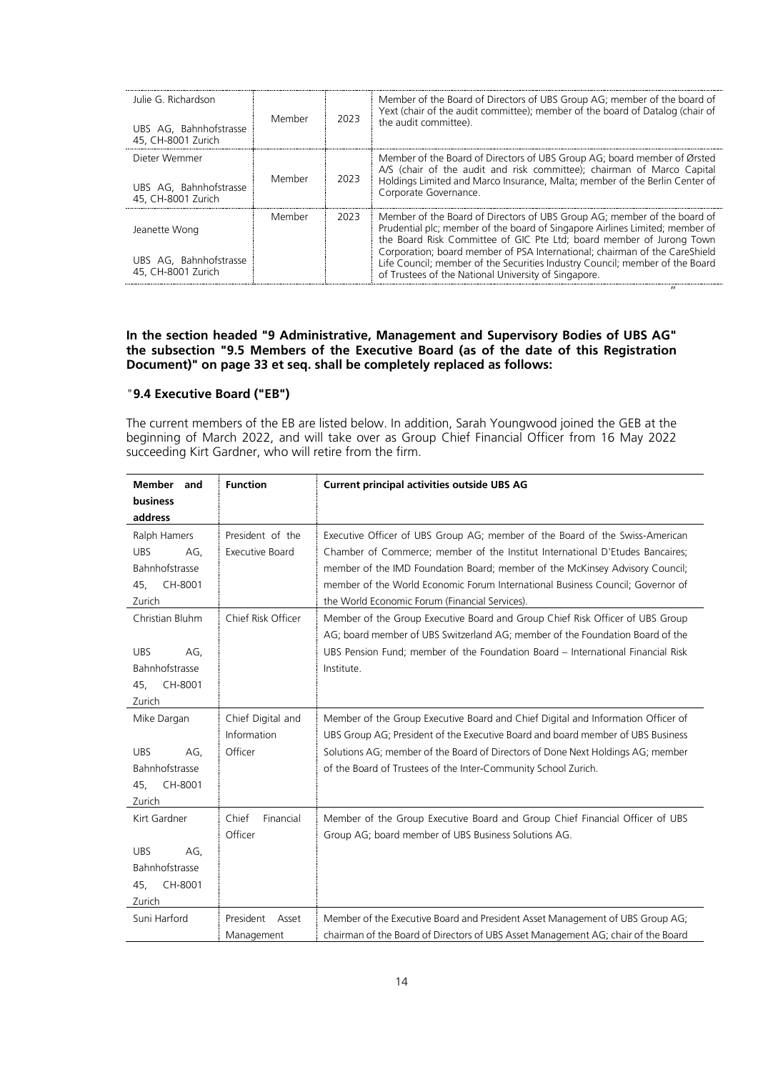| | | | |
|---|---|---|---|
| Julie G. Richardson<br><br>UBS AG, Bahnhofstrasse 45, CH-8001 Zurich | Member | 2023 | Member of the Board of Directors of UBS Group AG; member of the board of Yext (chair of the audit committee); member of the board of Datalog (chair of the audit committee). |
| Dieter Wemmer<br><br>UBS AG, Bahnhofstrasse 45, CH-8001 Zurich | Member | 2023 | Member of the Board of Directors of UBS Group AG; board member of Ørsted A/S (chair of the audit and risk committee); chairman of Marco Capital Holdings Limited and Marco Insurance, Malta; member of the Berlin Center of Corporate Governance. |
| Jeanette Wong<br><br>UBS AG, Bahnhofstrasse 45, CH-8001 Zurich | Member | 2023 | Member of the Board of Directors of UBS Group AG; member of the board of Prudential plc; member of the board of Singapore Airlines Limited; member of the Board Risk Committee of GIC Pte Ltd; board member of Jurong Town Corporation; board member of PSA International; chairman of the CareShield Life Council; member of the Securities Industry Council; member of the Board of Trustees of the National University of Singapore. |

"

**In the section headed "9 Administrative, Management and Supervisory Bodies of UBS AG" the subsection "9.5 Members of the Executive Board (as of the date of this Registration Document)" on page 33 et seq. shall be completely replaced as follows:**

"**9.4 Executive Board ("EB")**

The current members of the EB are listed below. In addition, Sarah Youngwood joined the GEB at the beginning of March 2022, and will take over as Group Chief Financial Officer from 16 May 2022 succeeding Kirt Gardner, who will retire from the firm.

| Member and business address | Function | Current principal activities outside UBS AG |
|---|---|---|
| Ralph Hamers<br>UBS AG, Bahnhofstrasse 45, CH-8001 Zurich | President of the Executive Board | Executive Officer of UBS Group AG; member of the Board of the Swiss-American Chamber of Commerce; member of the Institut International D'Etudes Bancaires; member of the IMD Foundation Board; member of the McKinsey Advisory Council; member of the World Economic Forum International Business Council; Governor of the World Economic Forum (Financial Services). |
| Christian Bluhm<br><br>UBS AG, Bahnhofstrasse 45, CH-8001 Zurich | Chief Risk Officer | Member of the Group Executive Board and Group Chief Risk Officer of UBS Group AG; board member of UBS Switzerland AG; member of the Foundation Board of the UBS Pension Fund; member of the Foundation Board – International Financial Risk Institute. |
| Mike Dargan<br><br>UBS AG, Bahnhofstrasse 45, CH-8001 Zurich | Chief Digital and Information Officer | Member of the Group Executive Board and Chief Digital and Information Officer of UBS Group AG; President of the Executive Board and board member of UBS Business Solutions AG; member of the Board of Directors of Done Next Holdings AG; member of the Board of Trustees of the Inter-Community School Zurich. |
| Kirt Gardner<br><br>UBS AG, Bahnhofstrasse 45, CH-8001 Zurich | Chief Financial Officer | Member of the Group Executive Board and Group Chief Financial Officer of UBS Group AG; board member of UBS Business Solutions AG. |
| Suni Harford | President Asset Management | Member of the Executive Board and President Asset Management of UBS Group AG; chairman of the Board of Directors of UBS Asset Management AG; chair of the Board |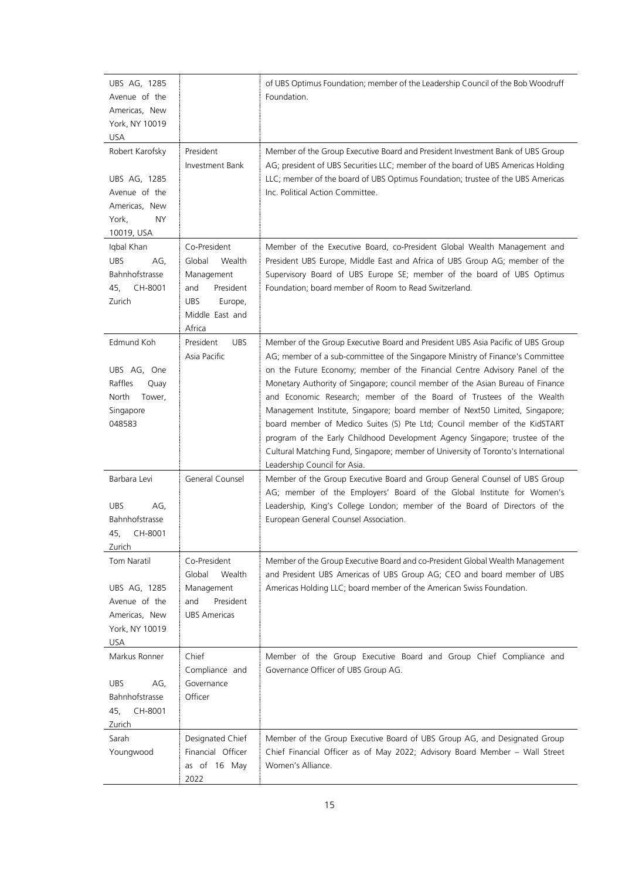| | | |
|---|---|---|
| UBS AG, 1285 Avenue of the Americas, New York, NY 10019 USA | | of UBS Optimus Foundation; member of the Leadership Council of the Bob Woodruff Foundation. |
| Robert Karofsky<br><br>UBS AG, 1285 Avenue of the Americas, New York, NY 10019, USA | President Investment Bank | Member of the Group Executive Board and President Investment Bank of UBS Group AG; president of UBS Securities LLC; member of the board of UBS Americas Holding LLC; member of the board of UBS Optimus Foundation; trustee of the UBS Americas Inc. Political Action Committee. |
| Iqbal Khan<br>UBS AG, Bahnhofstrasse 45, CH-8001 Zurich | Co-President Global Wealth Management and President UBS Europe, Middle East and Africa | Member of the Executive Board, co-President Global Wealth Management and President UBS Europe, Middle East and Africa of UBS Group AG; member of the Supervisory Board of UBS Europe SE; member of the board of UBS Optimus Foundation; board member of Room to Read Switzerland. |
| Edmund Koh<br><br>UBS AG, One Raffles Quay North Tower, Singapore 048583 | President UBS Asia Pacific | Member of the Group Executive Board and President UBS Asia Pacific of UBS Group AG; member of a sub-committee of the Singapore Ministry of Finance's Committee on the Future Economy; member of the Financial Centre Advisory Panel of the Monetary Authority of Singapore; council member of the Asian Bureau of Finance and Economic Research; member of the Board of Trustees of the Wealth Management Institute, Singapore; board member of Next50 Limited, Singapore; board member of Medico Suites (S) Pte Ltd; Council member of the KidSTART program of the Early Childhood Development Agency Singapore; trustee of the Cultural Matching Fund, Singapore; member of University of Toronto's International Leadership Council for Asia. |
| Barbara Levi<br><br>UBS AG, Bahnhofstrasse 45, CH-8001 Zurich | General Counsel | Member of the Group Executive Board and Group General Counsel of UBS Group AG; member of the Employers' Board of the Global Institute for Women's Leadership, King's College London; member of the Board of Directors of the European General Counsel Association. |
| Tom Naratil<br><br>UBS AG, 1285 Avenue of the Americas, New York, NY 10019 USA | Co-President Global Wealth Management and President UBS Americas | Member of the Group Executive Board and co-President Global Wealth Management and President UBS Americas of UBS Group AG; CEO and board member of UBS Americas Holding LLC; board member of the American Swiss Foundation. |
| Markus Ronner<br><br>UBS AG, Bahnhofstrasse 45, CH-8001 Zurich | Chief Compliance and Governance Officer | Member of the Group Executive Board and Group Chief Compliance and Governance Officer of UBS Group AG. |
| Sarah Youngwood | Designated Chief Financial Officer as of 16 May 2022 | Member of the Group Executive Board of UBS Group AG, and Designated Group Chief Financial Officer as of May 2022; Advisory Board Member – Wall Street Women's Alliance. |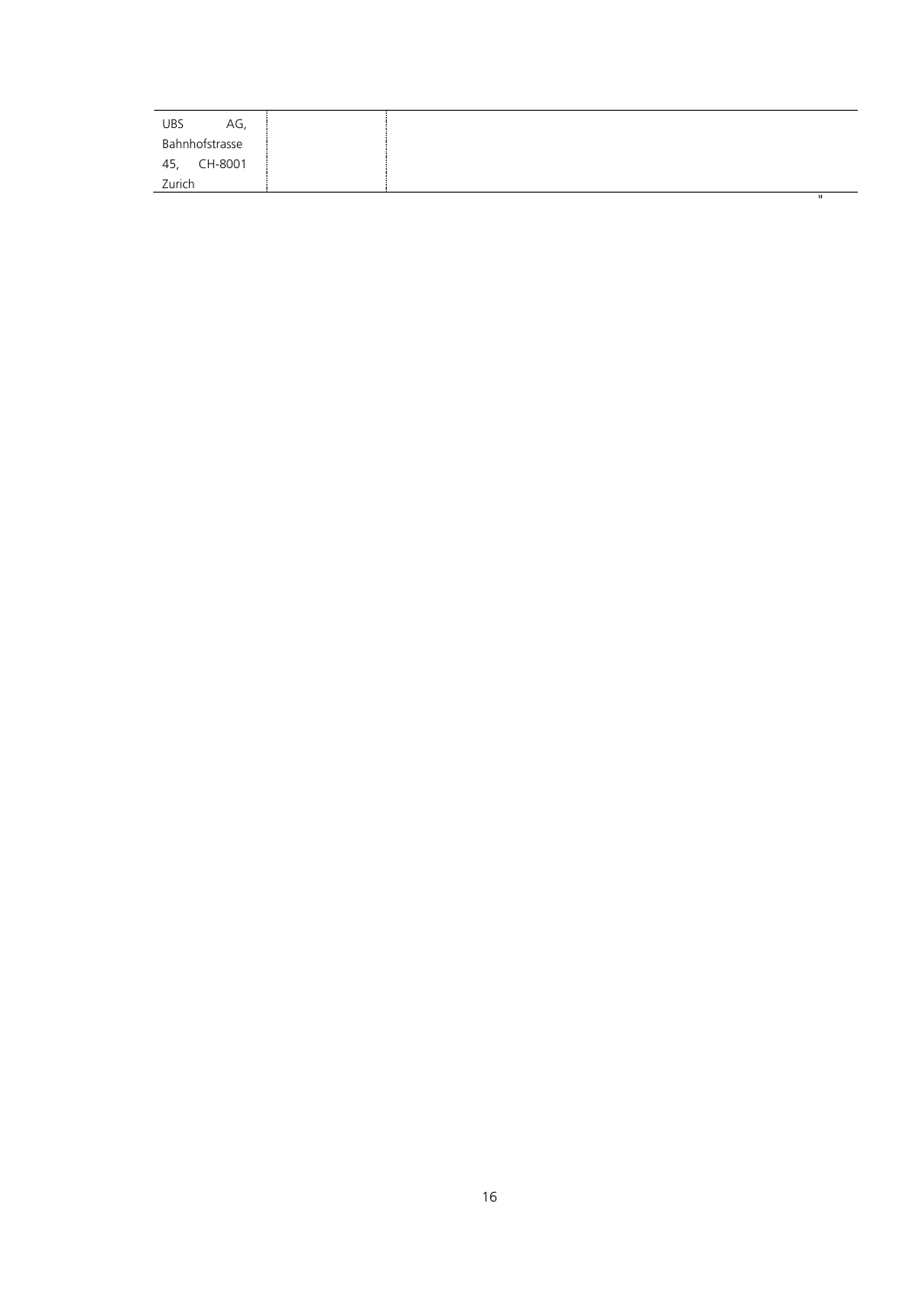| UBS AG, Bahnhofstrasse 45, CH-8001 Zurich | | |
|---|---|---|

"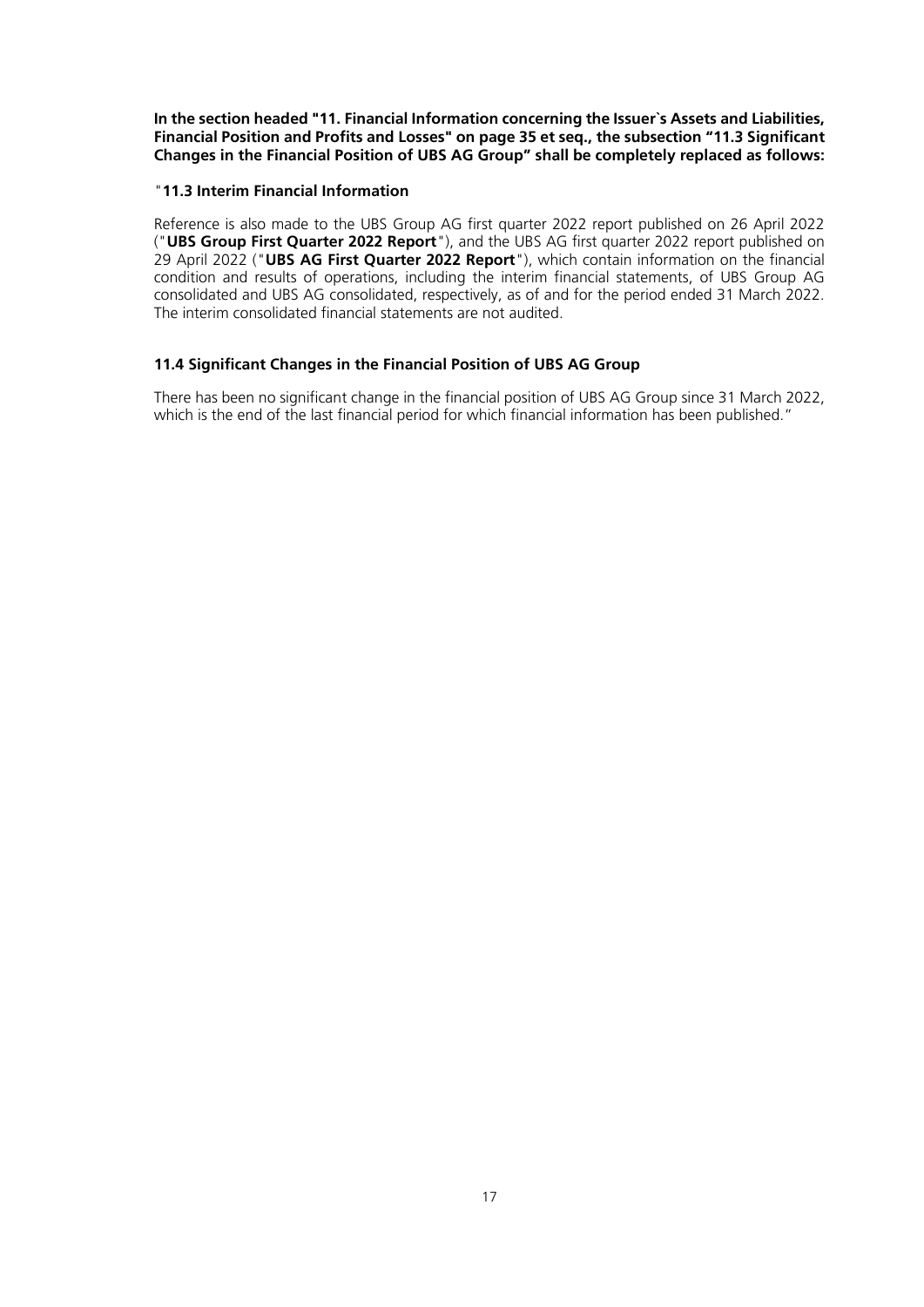**In the section headed "11. Financial Information concerning the Issuer`s Assets and Liabilities, Financial Position and Profits and Losses" on page 35 et seq., the subsection "11.3 Significant Changes in the Financial Position of UBS AG Group" shall be completely replaced as follows:**

"**11.3 Interim Financial Information**

Reference is also made to the UBS Group AG first quarter 2022 report published on 26 April 2022 ("**UBS Group First Quarter 2022 Report**"), and the UBS AG first quarter 2022 report published on 29 April 2022 ("**UBS AG First Quarter 2022 Report**"), which contain information on the financial condition and results of operations, including the interim financial statements, of UBS Group AG consolidated and UBS AG consolidated, respectively, as of and for the period ended 31 March 2022. The interim consolidated financial statements are not audited.

**11.4 Significant Changes in the Financial Position of UBS AG Group**

There has been no significant change in the financial position of UBS AG Group since 31 March 2022, which is the end of the last financial period for which financial information has been published."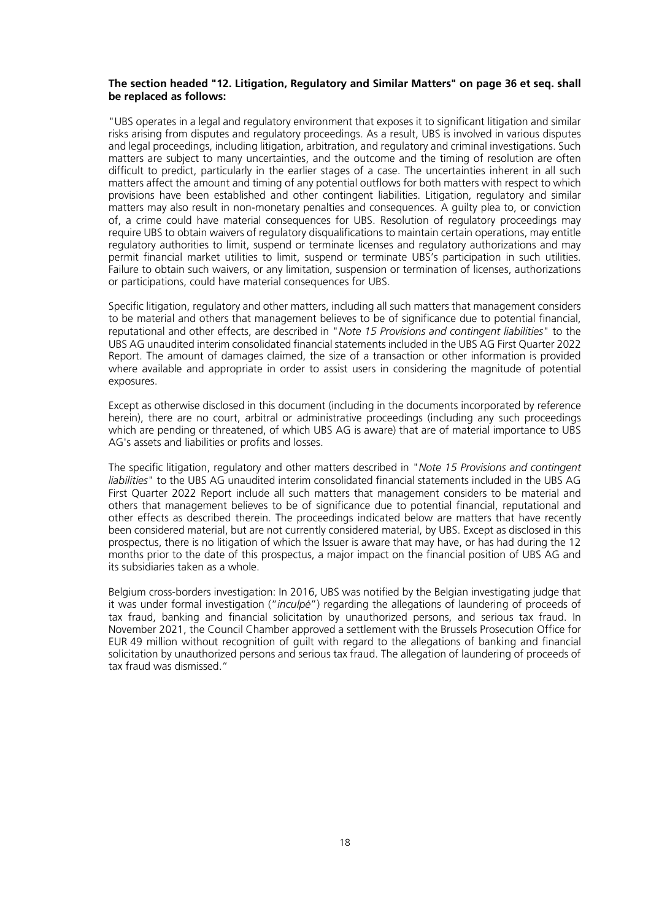**The section headed "12. Litigation, Regulatory and Similar Matters" on page 36 et seq. shall be replaced as follows:**

"UBS operates in a legal and regulatory environment that exposes it to significant litigation and similar risks arising from disputes and regulatory proceedings. As a result, UBS is involved in various disputes and legal proceedings, including litigation, arbitration, and regulatory and criminal investigations. Such matters are subject to many uncertainties, and the outcome and the timing of resolution are often difficult to predict, particularly in the earlier stages of a case. The uncertainties inherent in all such matters affect the amount and timing of any potential outflows for both matters with respect to which provisions have been established and other contingent liabilities. Litigation, regulatory and similar matters may also result in non-monetary penalties and consequences. A guilty plea to, or conviction of, a crime could have material consequences for UBS. Resolution of regulatory proceedings may require UBS to obtain waivers of regulatory disqualifications to maintain certain operations, may entitle regulatory authorities to limit, suspend or terminate licenses and regulatory authorizations and may permit financial market utilities to limit, suspend or terminate UBS's participation in such utilities. Failure to obtain such waivers, or any limitation, suspension or termination of licenses, authorizations or participations, could have material consequences for UBS.

Specific litigation, regulatory and other matters, including all such matters that management considers to be material and others that management believes to be of significance due to potential financial, reputational and other effects, are described in "*Note 15 Provisions and contingent liabilities*" to the UBS AG unaudited interim consolidated financial statements included in the UBS AG First Quarter 2022 Report. The amount of damages claimed, the size of a transaction or other information is provided where available and appropriate in order to assist users in considering the magnitude of potential exposures.

Except as otherwise disclosed in this document (including in the documents incorporated by reference herein), there are no court, arbitral or administrative proceedings (including any such proceedings which are pending or threatened, of which UBS AG is aware) that are of material importance to UBS AG's assets and liabilities or profits and losses.

The specific litigation, regulatory and other matters described in "*Note 15 Provisions and contingent liabilities*" to the UBS AG unaudited interim consolidated financial statements included in the UBS AG First Quarter 2022 Report include all such matters that management considers to be material and others that management believes to be of significance due to potential financial, reputational and other effects as described therein. The proceedings indicated below are matters that have recently been considered material, but are not currently considered material, by UBS. Except as disclosed in this prospectus, there is no litigation of which the Issuer is aware that may have, or has had during the 12 months prior to the date of this prospectus, a major impact on the financial position of UBS AG and its subsidiaries taken as a whole.

Belgium cross-borders investigation: In 2016, UBS was notified by the Belgian investigating judge that it was under formal investigation ("*inculpé*") regarding the allegations of laundering of proceeds of tax fraud, banking and financial solicitation by unauthorized persons, and serious tax fraud. In November 2021, the Council Chamber approved a settlement with the Brussels Prosecution Office for EUR 49 million without recognition of guilt with regard to the allegations of banking and financial solicitation by unauthorized persons and serious tax fraud. The allegation of laundering of proceeds of tax fraud was dismissed."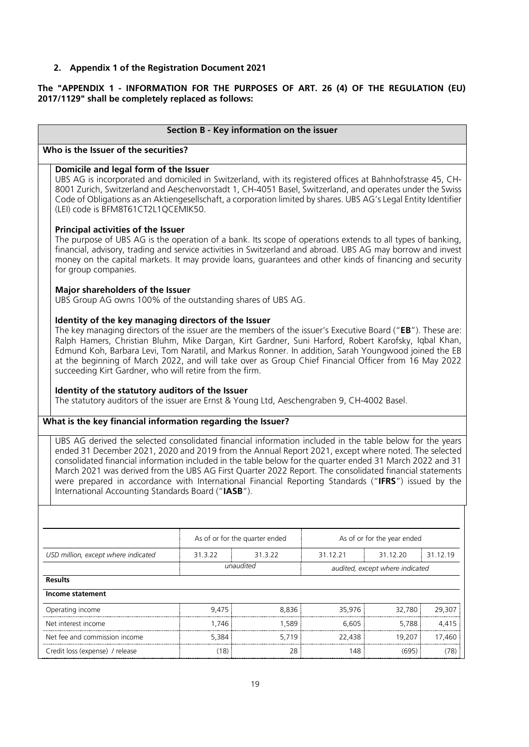**2. Appendix 1 of the Registration Document 2021**

**The "APPENDIX 1 - INFORMATION FOR THE PURPOSES OF ART. 26 (4) OF THE REGULATION (EU) 2017/1129" shall be completely replaced as follows:**

**Section B - Key information on the issuer**

**Who is the Issuer of the securities?**

**Domicile and legal form of the Issuer**

UBS AG is incorporated and domiciled in Switzerland, with its registered offices at Bahnhofstrasse 45, CH-8001 Zurich, Switzerland and Aeschenvorstadt 1, CH-4051 Basel, Switzerland, and operates under the Swiss Code of Obligations as an Aktiengesellschaft, a corporation limited by shares. UBS AG's Legal Entity Identifier (LEI) code is BFM8T61CT2L1QCEMIK50.

**Principal activities of the Issuer**

The purpose of UBS AG is the operation of a bank. Its scope of operations extends to all types of banking, financial, advisory, trading and service activities in Switzerland and abroad. UBS AG may borrow and invest money on the capital markets. It may provide loans, guarantees and other kinds of financing and security for group companies.

**Major shareholders of the Issuer**

UBS Group AG owns 100% of the outstanding shares of UBS AG.

**Identity of the key managing directors of the Issuer**

The key managing directors of the issuer are the members of the issuer's Executive Board ("**EB**"). These are: Ralph Hamers, Christian Bluhm, Mike Dargan, Kirt Gardner, Suni Harford, Robert Karofsky, Iqbal Khan, Edmund Koh, Barbara Levi, Tom Naratil, and Markus Ronner. In addition, Sarah Youngwood joined the EB at the beginning of March 2022, and will take over as Group Chief Financial Officer from 16 May 2022 succeeding Kirt Gardner, who will retire from the firm.

**Identity of the statutory auditors of the Issuer**

The statutory auditors of the issuer are Ernst & Young Ltd, Aeschengraben 9, CH-4002 Basel.

**What is the key financial information regarding the Issuer?**

UBS AG derived the selected consolidated financial information included in the table below for the years ended 31 December 2021, 2020 and 2019 from the Annual Report 2021, except where noted. The selected consolidated financial information included in the table below for the quarter ended 31 March 2022 and 31 March 2021 was derived from the UBS AG First Quarter 2022 Report. The consolidated financial statements were prepared in accordance with International Financial Reporting Standards ("**IFRS**") issued by the International Accounting Standards Board ("**IASB**").

| | As of or for the quarter ended | | As of or for the year ended | | |
|---|---|---|---|---|---|
| *USD million, except where indicated* | 31.3.22 | 31.3.22 | 31.12.21 | 31.12.20 | 31.12.19 |
| | *unaudited* | | *audited, except where indicated* | | |
| **Results** | | | | | |
| **Income statement** | | | | | |
| Operating income | 9,475 | 8,836 | 35,976 | 32,780 | 29,307 |
| Net interest income | 1,746 | 1,589 | 6,605 | 5,788 | 4,415 |
| Net fee and commission income | 5,384 | 5,719 | 22,438 | 19,207 | 17,460 |
| Credit loss (expense) / release | (18) | 28 | 148 | (695) | (78) |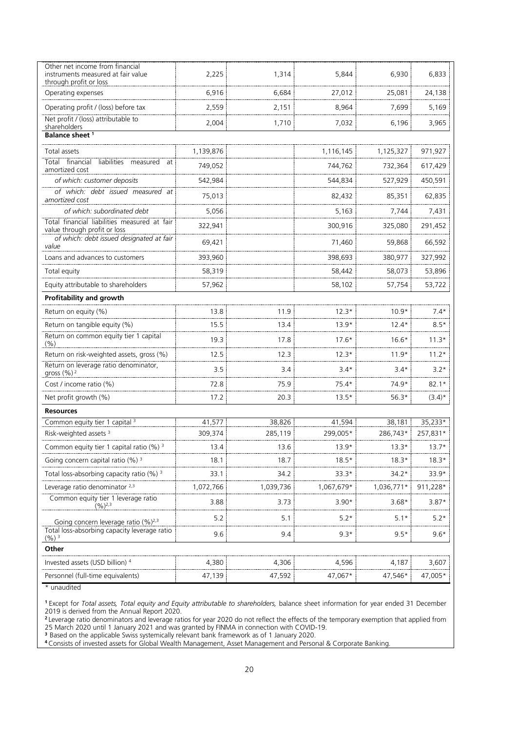| | | | | | |
|---|---|---|---|---|---|
| Other net income from financial instruments measured at fair value through profit or loss | 2,225 | 1,314 | 5,844 | 6,930 | 6,833 |
| Operating expenses | 6,916 | 6,684 | 27,012 | 25,081 | 24,138 |
| Operating profit / (loss) before tax | 2,559 | 2,151 | 8,964 | 7,699 | 5,169 |
| Net profit / (loss) attributable to shareholders | 2,004 | 1,710 | 7,032 | 6,196 | 3,965 |
| **Balance sheet [1]** | | | | | |
| Total assets | 1,139,876 | | 1,116,145 | 1,125,327 | 971,927 |
| Total financial liabilities measured at amortized cost | 749,052 | | 744,762 | 732,364 | 617,429 |
| *of which: customer deposits* | 542,984 | | 544,834 | 527,929 | 450,591 |
| *of which: debt issued measured at amortized cost* | 75,013 | | 82,432 | 85,351 | 62,835 |
| *of which: subordinated debt* | 5,056 | | 5,163 | 7,744 | 7,431 |
| Total financial liabilities measured at fair value through profit or loss | 322,941 | | 300,916 | 325,080 | 291,452 |
| *of which: debt issued designated at fair value* | 69,421 | | 71,460 | 59,868 | 66,592 |
| Loans and advances to customers | 393,960 | | 398,693 | 380,977 | 327,992 |
| Total equity | 58,319 | | 58,442 | 58,073 | 53,896 |
| Equity attributable to shareholders | 57,962 | | 58,102 | 57,754 | 53,722 |
| **Profitability and growth** | | | | | |
| Return on equity (%) | 13.8 | 11.9 | 12.3* | 10.9* | 7.4* |
| Return on tangible equity (%) | 15.5 | 13.4 | 13.9* | 12.4* | 8.5* |
| Return on common equity tier 1 capital (%) | 19.3 | 17.8 | 17.6* | 16.6* | 11.3* |
| Return on risk-weighted assets, gross (%) | 12.5 | 12.3 | 12.3* | 11.9* | 11.2* |
| Return on leverage ratio denominator, gross (%) [2] | 3.5 | 3.4 | 3.4* | 3.4* | 3.2* |
| Cost / income ratio (%) | 72.8 | 75.9 | 75.4* | 74.9* | 82.1* |
| Net profit growth (%) | 17.2 | 20.3 | 13.5* | 56.3* | (3.4)* |
| **Resources** | | | | | |
| Common equity tier 1 capital [3] | 41,577 | 38,826 | 41,594 | 38,181 | 35,233* |
| Risk-weighted assets [3] | 309,374 | 285,119 | 299,005* | 286,743* | 257,831* |
| Common equity tier 1 capital ratio (%) [3] | 13.4 | 13.6 | 13.9* | 13.3* | 13.7* |
| Going concern capital ratio (%) [3] | 18.1 | 18.7 | 18.5* | 18.3* | 18.3* |
| Total loss-absorbing capacity ratio (%) [3] | 33.1 | 34.2 | 33.3* | 34.2* | 33.9* |
| Leverage ratio denominator [2,3] | 1,072,766 | 1,039,736 | 1,067,679* | 1,036,771* | 911,228* |
| Common equity tier 1 leverage ratio (%)[2,3] | 3.88 | 3.73 | 3.90* | 3.68* | 3.87* |
| Going concern leverage ratio (%)[2,3] | 5.2 | 5.1 | 5.2* | 5.1* | 5.2* |
| Total loss-absorbing capacity leverage ratio (%) [3] | 9.6 | 9.4 | 9.3* | 9.5* | 9.6* |
| **Other** | | | | | |
| Invested assets (USD billion) [4] | 4,380 | 4,306 | 4,596 | 4,187 | 3,607 |
| Personnel (full-time equivalents) | 47,139 | 47,592 | 47,067* | 47,546* | 47,005* |

\* unaudited

[1] Except for *Total assets, Total equity and Equity attributable to shareholders,* balance sheet information for year ended 31 December 2019 is derived from the Annual Report 2020.

[2] Leverage ratio denominators and leverage ratios for year 2020 do not reflect the effects of the temporary exemption that applied from 25 March 2020 until 1 January 2021 and was granted by FINMA in connection with COVID-19.

[3] Based on the applicable Swiss systemically relevant bank framework as of 1 January 2020.

[4] Consists of invested assets for Global Wealth Management, Asset Management and Personal & Corporate Banking.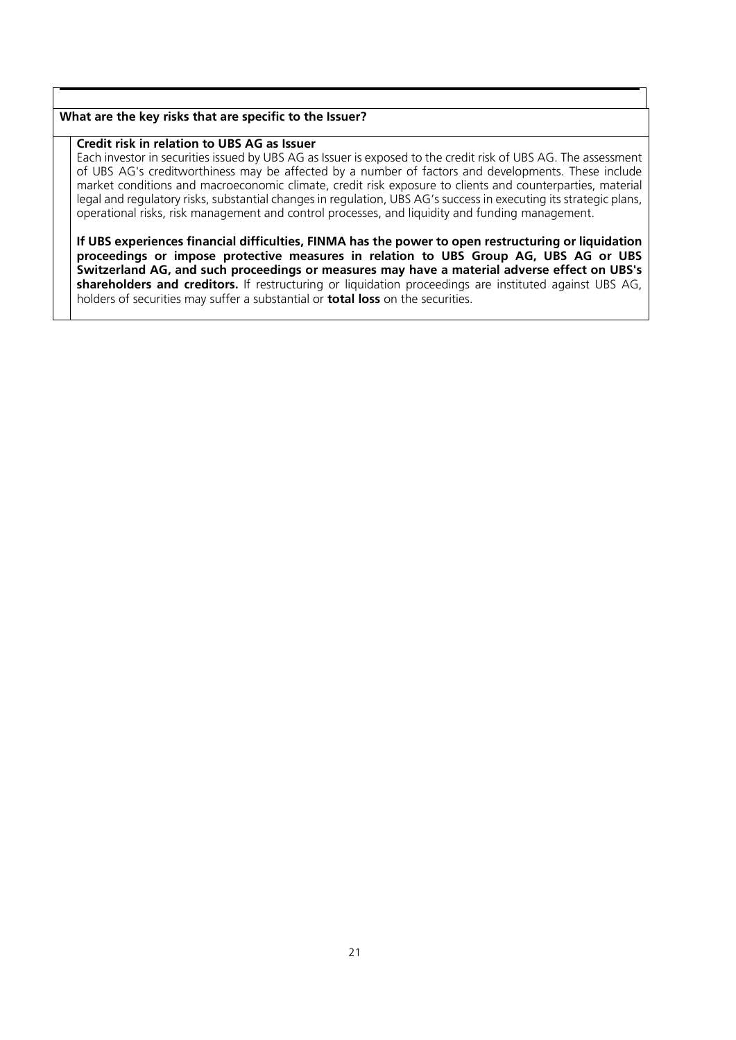**What are the key risks that are specific to the Issuer?**

**Credit risk in relation to UBS AG as Issuer**

Each investor in securities issued by UBS AG as Issuer is exposed to the credit risk of UBS AG. The assessment of UBS AG's creditworthiness may be affected by a number of factors and developments. These include market conditions and macroeconomic climate, credit risk exposure to clients and counterparties, material legal and regulatory risks, substantial changes in regulation, UBS AG's success in executing its strategic plans, operational risks, risk management and control processes, and liquidity and funding management.

**If UBS experiences financial difficulties, FINMA has the power to open restructuring or liquidation proceedings or impose protective measures in relation to UBS Group AG, UBS AG or UBS Switzerland AG, and such proceedings or measures may have a material adverse effect on UBS's shareholders and creditors.** If restructuring or liquidation proceedings are instituted against UBS AG, holders of securities may suffer a substantial or **total loss** on the securities.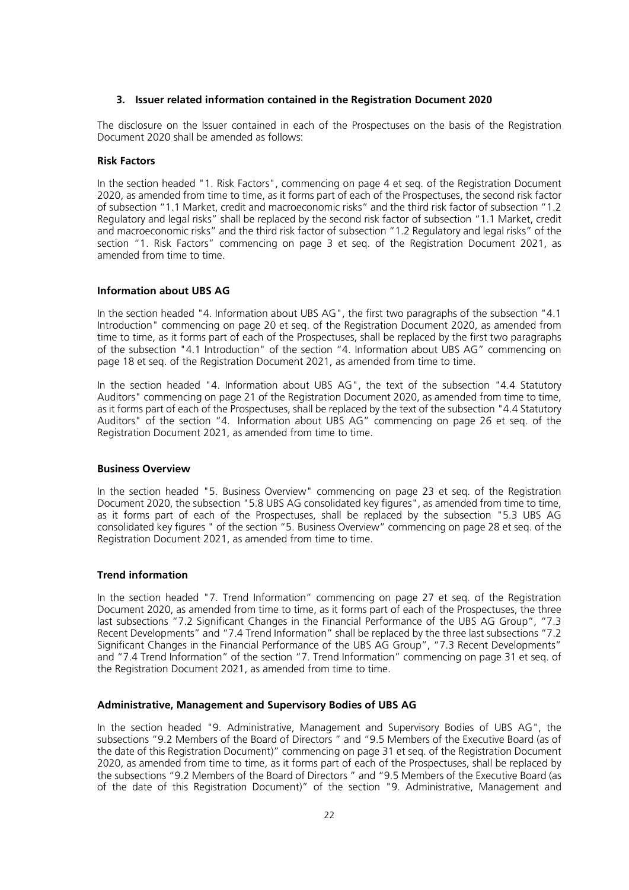## 3. Issuer related information contained in the Registration Document 2020

The disclosure on the Issuer contained in each of the Prospectuses on the basis of the Registration Document 2020 shall be amended as follows:

### Risk Factors

In the section headed "1. Risk Factors", commencing on page 4 et seq. of the Registration Document 2020, as amended from time to time, as it forms part of each of the Prospectuses, the second risk factor of subsection "1.1 Market, credit and macroeconomic risks" and the third risk factor of subsection "1.2 Regulatory and legal risks" shall be replaced by the second risk factor of subsection "1.1 Market, credit and macroeconomic risks" and the third risk factor of subsection "1.2 Regulatory and legal risks" of the section "1. Risk Factors" commencing on page 3 et seq. of the Registration Document 2021, as amended from time to time.

### Information about UBS AG

In the section headed "4. Information about UBS AG", the first two paragraphs of the subsection "4.1 Introduction" commencing on page 20 et seq. of the Registration Document 2020, as amended from time to time, as it forms part of each of the Prospectuses, shall be replaced by the first two paragraphs of the subsection "4.1 Introduction" of the section "4. Information about UBS AG" commencing on page 18 et seq. of the Registration Document 2021, as amended from time to time.

In the section headed "4. Information about UBS AG", the text of the subsection "4.4 Statutory Auditors" commencing on page 21 of the Registration Document 2020, as amended from time to time, as it forms part of each of the Prospectuses, shall be replaced by the text of the subsection "4.4 Statutory Auditors" of the section "4. Information about UBS AG" commencing on page 26 et seq. of the Registration Document 2021, as amended from time to time.

### Business Overview

In the section headed "5. Business Overview" commencing on page 23 et seq. of the Registration Document 2020, the subsection "5.8 UBS AG consolidated key figures", as amended from time to time, as it forms part of each of the Prospectuses, shall be replaced by the subsection "5.3 UBS AG consolidated key figures " of the section "5. Business Overview" commencing on page 28 et seq. of the Registration Document 2021, as amended from time to time.

### Trend information

In the section headed "7. Trend Information" commencing on page 27 et seq. of the Registration Document 2020, as amended from time to time, as it forms part of each of the Prospectuses, the three last subsections "7.2 Significant Changes in the Financial Performance of the UBS AG Group", "7.3 Recent Developments" and "7.4 Trend Information" shall be replaced by the three last subsections "7.2 Significant Changes in the Financial Performance of the UBS AG Group", "7.3 Recent Developments" and "7.4 Trend Information" of the section "7. Trend Information" commencing on page 31 et seq. of the Registration Document 2021, as amended from time to time.

### Administrative, Management and Supervisory Bodies of UBS AG

In the section headed "9. Administrative, Management and Supervisory Bodies of UBS AG", the subsections "9.2 Members of the Board of Directors " and "9.5 Members of the Executive Board (as of the date of this Registration Document)" commencing on page 31 et seq. of the Registration Document 2020, as amended from time to time, as it forms part of each of the Prospectuses, shall be replaced by the subsections "9.2 Members of the Board of Directors " and "9.5 Members of the Executive Board (as of the date of this Registration Document)" of the section "9. Administrative, Management and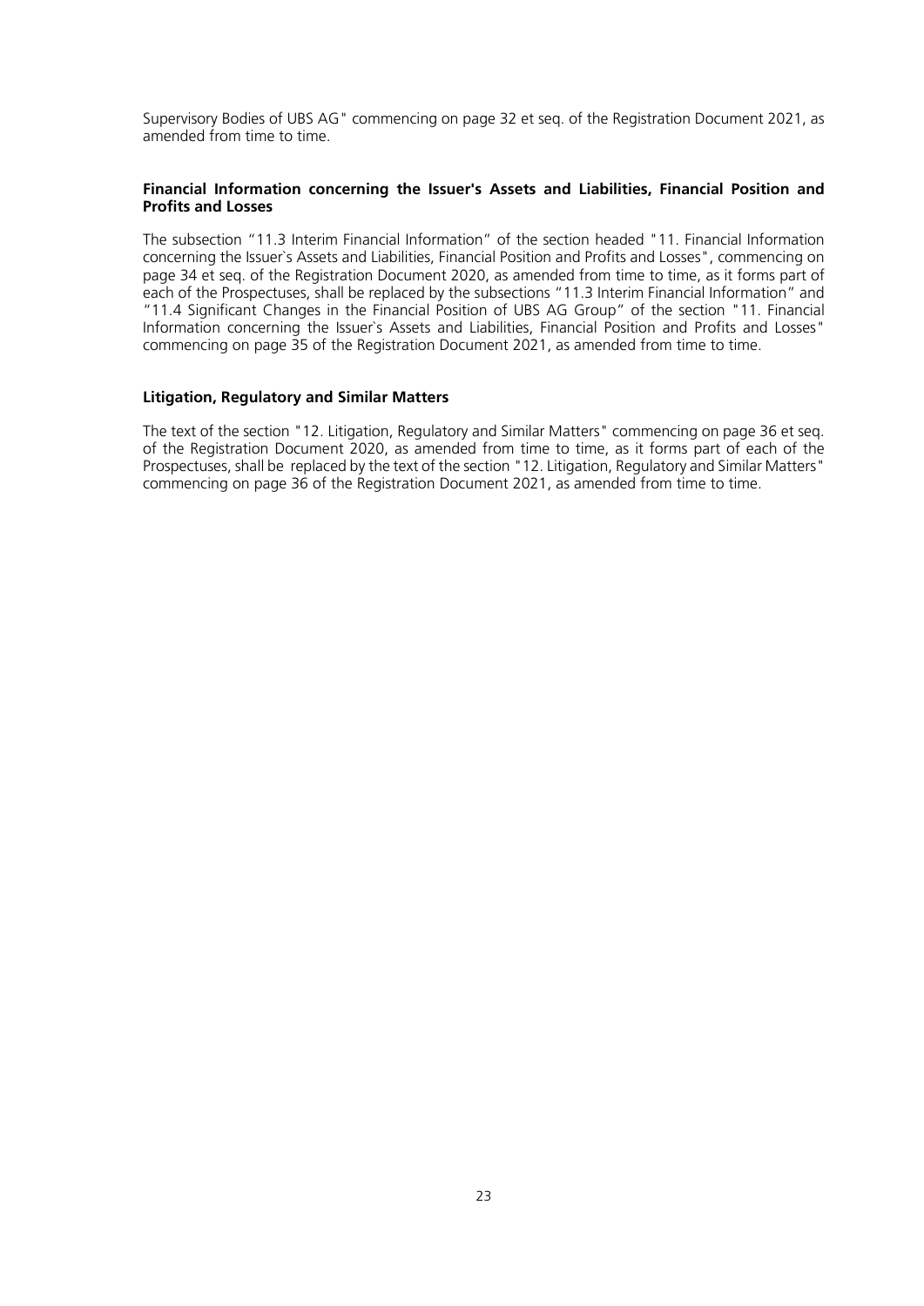Supervisory Bodies of UBS AG" commencing on page 32 et seq. of the Registration Document 2021, as amended from time to time.

**Financial Information concerning the Issuer's Assets and Liabilities, Financial Position and Profits and Losses**

The subsection "11.3 Interim Financial Information" of the section headed "11. Financial Information concerning the Issuer`s Assets and Liabilities, Financial Position and Profits and Losses", commencing on page 34 et seq. of the Registration Document 2020, as amended from time to time, as it forms part of each of the Prospectuses, shall be replaced by the subsections "11.3 Interim Financial Information" and "11.4 Significant Changes in the Financial Position of UBS AG Group" of the section "11. Financial Information concerning the Issuer`s Assets and Liabilities, Financial Position and Profits and Losses" commencing on page 35 of the Registration Document 2021, as amended from time to time.

**Litigation, Regulatory and Similar Matters**

The text of the section "12. Litigation, Regulatory and Similar Matters" commencing on page 36 et seq. of the Registration Document 2020, as amended from time to time, as it forms part of each of the Prospectuses, shall be replaced by the text of the section "12. Litigation, Regulatory and Similar Matters" commencing on page 36 of the Registration Document 2021, as amended from time to time.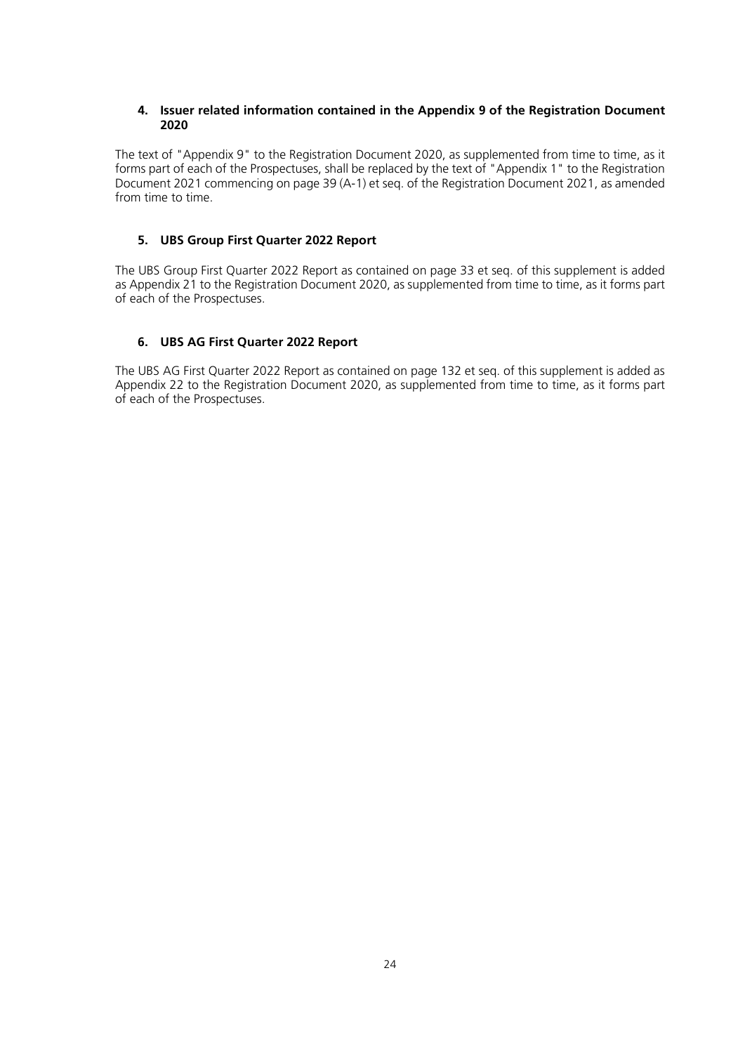### 4. Issuer related information contained in the Appendix 9 of the Registration Document 2020

The text of "Appendix 9" to the Registration Document 2020, as supplemented from time to time, as it forms part of each of the Prospectuses, shall be replaced by the text of "Appendix 1" to the Registration Document 2021 commencing on page 39 (A-1) et seq. of the Registration Document 2021, as amended from time to time.

### 5. UBS Group First Quarter 2022 Report

The UBS Group First Quarter 2022 Report as contained on page 33 et seq. of this supplement is added as Appendix 21 to the Registration Document 2020, as supplemented from time to time, as it forms part of each of the Prospectuses.

### 6. UBS AG First Quarter 2022 Report

The UBS AG First Quarter 2022 Report as contained on page 132 et seq. of this supplement is added as Appendix 22 to the Registration Document 2020, as supplemented from time to time, as it forms part of each of the Prospectuses.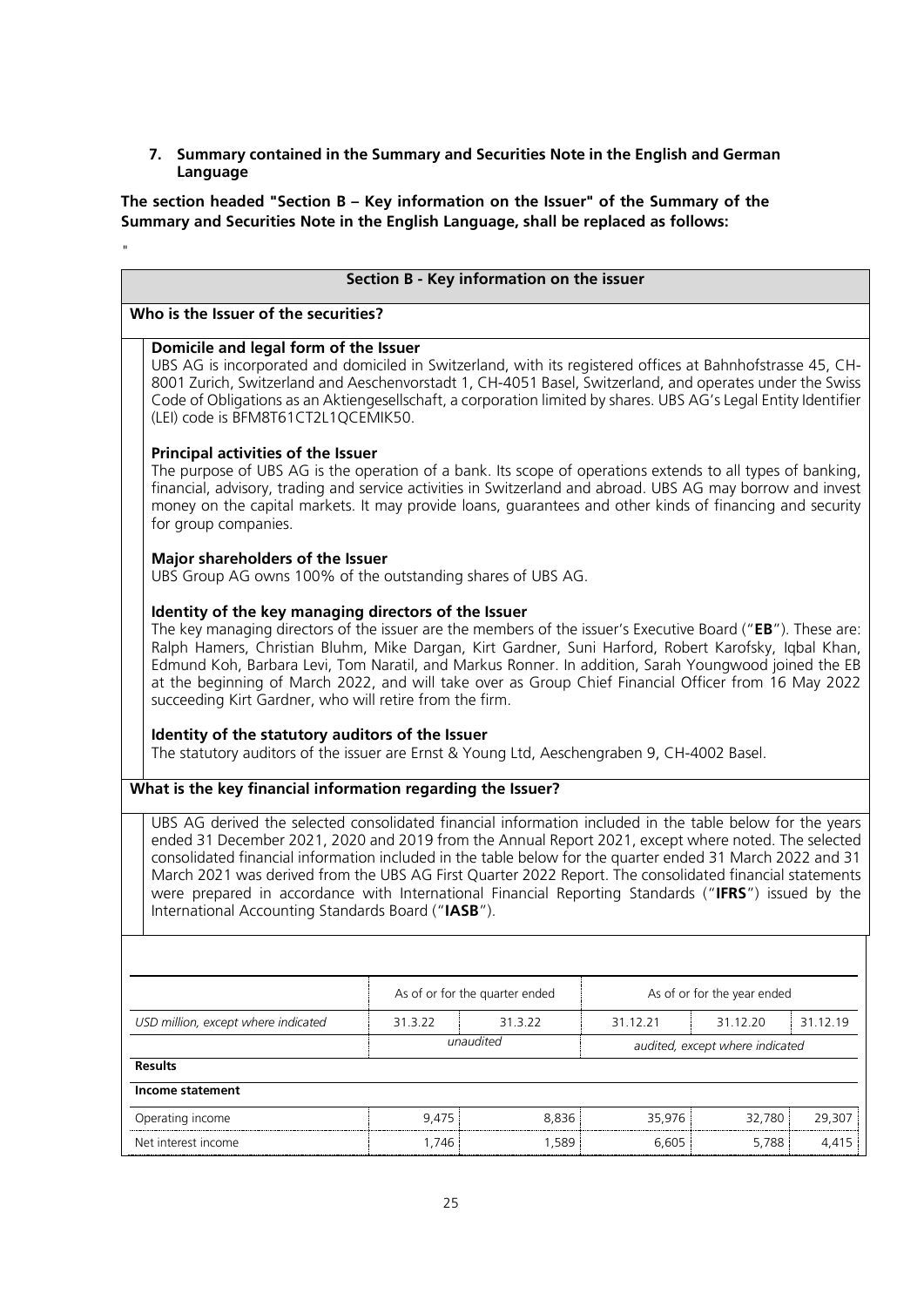**7. Summary contained in the Summary and Securities Note in the English and German Language**

**The section headed "Section B – Key information on the Issuer" of the Summary of the Summary and Securities Note in the English Language, shall be replaced as follows:**

"

## Section B - Key information on the issuer

### Who is the Issuer of the securities?

**Domicile and legal form of the Issuer**

UBS AG is incorporated and domiciled in Switzerland, with its registered offices at Bahnhofstrasse 45, CH-8001 Zurich, Switzerland and Aeschenvorstadt 1, CH-4051 Basel, Switzerland, and operates under the Swiss Code of Obligations as an Aktiengesellschaft, a corporation limited by shares. UBS AG's Legal Entity Identifier (LEI) code is BFM8T61CT2L1QCEMIK50.

**Principal activities of the Issuer**

The purpose of UBS AG is the operation of a bank. Its scope of operations extends to all types of banking, financial, advisory, trading and service activities in Switzerland and abroad. UBS AG may borrow and invest money on the capital markets. It may provide loans, guarantees and other kinds of financing and security for group companies.

**Major shareholders of the Issuer**

UBS Group AG owns 100% of the outstanding shares of UBS AG.

**Identity of the key managing directors of the Issuer**

The key managing directors of the issuer are the members of the issuer's Executive Board ("**EB**"). These are: Ralph Hamers, Christian Bluhm, Mike Dargan, Kirt Gardner, Suni Harford, Robert Karofsky, Iqbal Khan, Edmund Koh, Barbara Levi, Tom Naratil, and Markus Ronner. In addition, Sarah Youngwood joined the EB at the beginning of March 2022, and will take over as Group Chief Financial Officer from 16 May 2022 succeeding Kirt Gardner, who will retire from the firm.

**Identity of the statutory auditors of the Issuer**

The statutory auditors of the issuer are Ernst & Young Ltd, Aeschengraben 9, CH-4002 Basel.

### What is the key financial information regarding the Issuer?

UBS AG derived the selected consolidated financial information included in the table below for the years ended 31 December 2021, 2020 and 2019 from the Annual Report 2021, except where noted. The selected consolidated financial information included in the table below for the quarter ended 31 March 2022 and 31 March 2021 was derived from the UBS AG First Quarter 2022 Report. The consolidated financial statements were prepared in accordance with International Financial Reporting Standards ("**IFRS**") issued by the International Accounting Standards Board ("**IASB**").

| | As of or for the quarter ended | | As of or for the year ended | | |
|---|---|---|---|---|---|
| *USD million, except where indicated* | 31.3.22 | 31.3.22 | 31.12.21 | 31.12.20 | 31.12.19 |
| | *unaudited* | | *audited, except where indicated* | | |
| **Results** | | | | | |
| **Income statement** | | | | | |
| Operating income | 9,475 | 8,836 | 35,976 | 32,780 | 29,307 |
| Net interest income | 1,746 | 1,589 | 6,605 | 5,788 | 4,415 |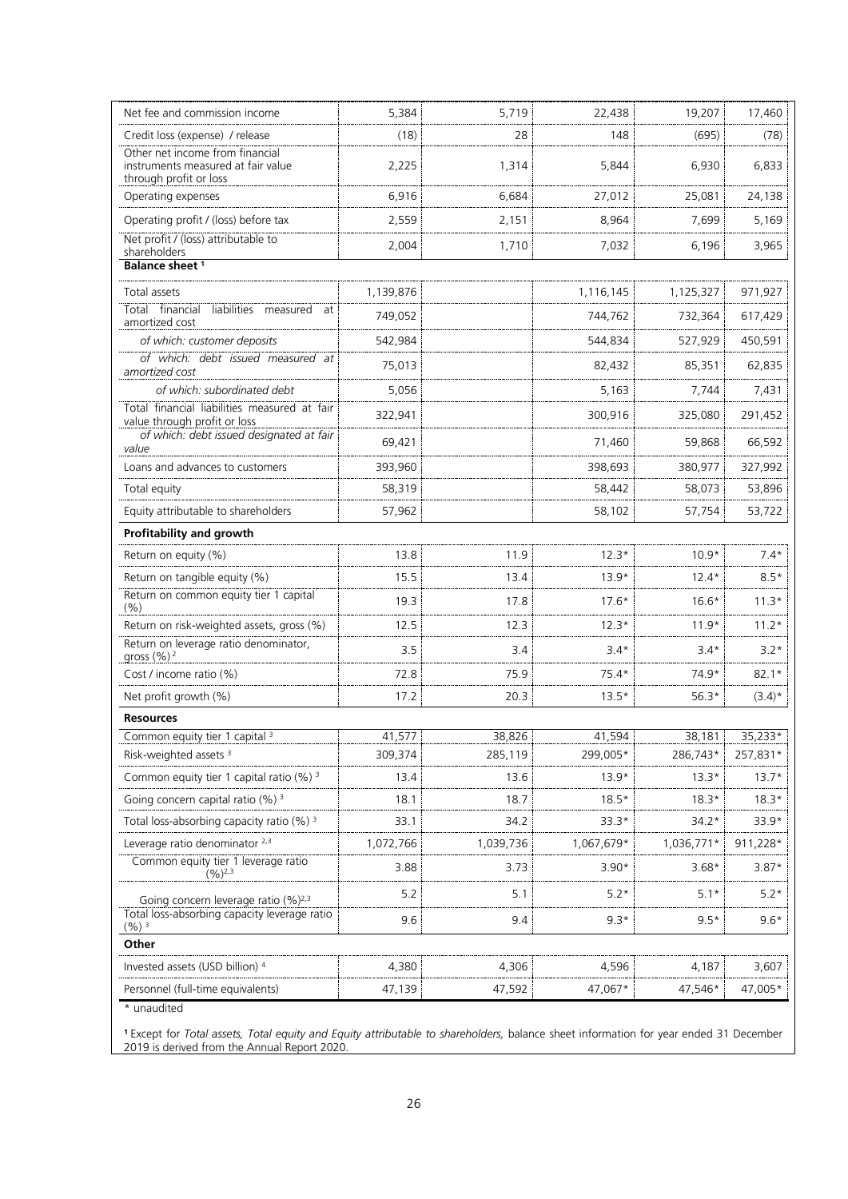| | | | | | |
|---|---|---|---|---|---|
| Net fee and commission income | 5,384 | 5,719 | 22,438 | 19,207 | 17,460 |
| Credit loss (expense) / release | (18) | 28 | 148 | (695) | (78) |
| Other net income from financial instruments measured at fair value through profit or loss | 2,225 | 1,314 | 5,844 | 6,930 | 6,833 |
| Operating expenses | 6,916 | 6,684 | 27,012 | 25,081 | 24,138 |
| Operating profit / (loss) before tax | 2,559 | 2,151 | 8,964 | 7,699 | 5,169 |
| Net profit / (loss) attributable to shareholders | 2,004 | 1,710 | 7,032 | 6,196 | 3,965 |
| **Balance sheet [1]** | | | | | |
| Total assets | 1,139,876 | | 1,116,145 | 1,125,327 | 971,927 |
| Total financial liabilities measured at amortized cost | 749,052 | | 744,762 | 732,364 | 617,429 |
| *of which: customer deposits* | 542,984 | | 544,834 | 527,929 | 450,591 |
| *of which: debt issued measured at amortized cost* | 75,013 | | 82,432 | 85,351 | 62,835 |
| *of which: subordinated debt* | 5,056 | | 5,163 | 7,744 | 7,431 |
| Total financial liabilities measured at fair value through profit or loss | 322,941 | | 300,916 | 325,080 | 291,452 |
| *of which: debt issued designated at fair value* | 69,421 | | 71,460 | 59,868 | 66,592 |
| Loans and advances to customers | 393,960 | | 398,693 | 380,977 | 327,992 |
| Total equity | 58,319 | | 58,442 | 58,073 | 53,896 |
| Equity attributable to shareholders | 57,962 | | 58,102 | 57,754 | 53,722 |
| **Profitability and growth** | | | | | |
| Return on equity (%) | 13.8 | 11.9 | 12.3* | 10.9* | 7.4* |
| Return on tangible equity (%) | 15.5 | 13.4 | 13.9* | 12.4* | 8.5* |
| Return on common equity tier 1 capital (%) | 19.3 | 17.8 | 17.6* | 16.6* | 11.3* |
| Return on risk-weighted assets, gross (%) | 12.5 | 12.3 | 12.3* | 11.9* | 11.2* |
| Return on leverage ratio denominator, gross (%) [2] | 3.5 | 3.4 | 3.4* | 3.4* | 3.2* |
| Cost / income ratio (%) | 72.8 | 75.9 | 75.4* | 74.9* | 82.1* |
| Net profit growth (%) | 17.2 | 20.3 | 13.5* | 56.3* | (3.4)* |
| **Resources** | | | | | |
| Common equity tier 1 capital [3] | 41,577 | 38,826 | 41,594 | 38,181 | 35,233* |
| Risk-weighted assets [3] | 309,374 | 285,119 | 299,005* | 286,743* | 257,831* |
| Common equity tier 1 capital ratio (%) [3] | 13.4 | 13.6 | 13.9* | 13.3* | 13.7* |
| Going concern capital ratio (%) [3] | 18.1 | 18.7 | 18.5* | 18.3* | 18.3* |
| Total loss-absorbing capacity ratio (%) [3] | 33.1 | 34.2 | 33.3* | 34.2* | 33.9* |
| Leverage ratio denominator [2,3] | 1,072,766 | 1,039,736 | 1,067,679* | 1,036,771* | 911,228* |
| Common equity tier 1 leverage ratio (%)[2,3] | 3.88 | 3.73 | 3.90* | 3.68* | 3.87* |
| Going concern leverage ratio (%)[2,3] | 5.2 | 5.1 | 5.2* | 5.1* | 5.2* |
| Total loss-absorbing capacity leverage ratio (%) [3] | 9.6 | 9.4 | 9.3* | 9.5* | 9.6* |
| **Other** | | | | | |
| Invested assets (USD billion) [4] | 4,380 | 4,306 | 4,596 | 4,187 | 3,607 |
| Personnel (full-time equivalents) | 47,139 | 47,592 | 47,067* | 47,546* | 47,005* |

\* unaudited

[1] Except for *Total assets, Total equity and Equity attributable to shareholders,* balance sheet information for year ended 31 December 2019 is derived from the Annual Report 2020.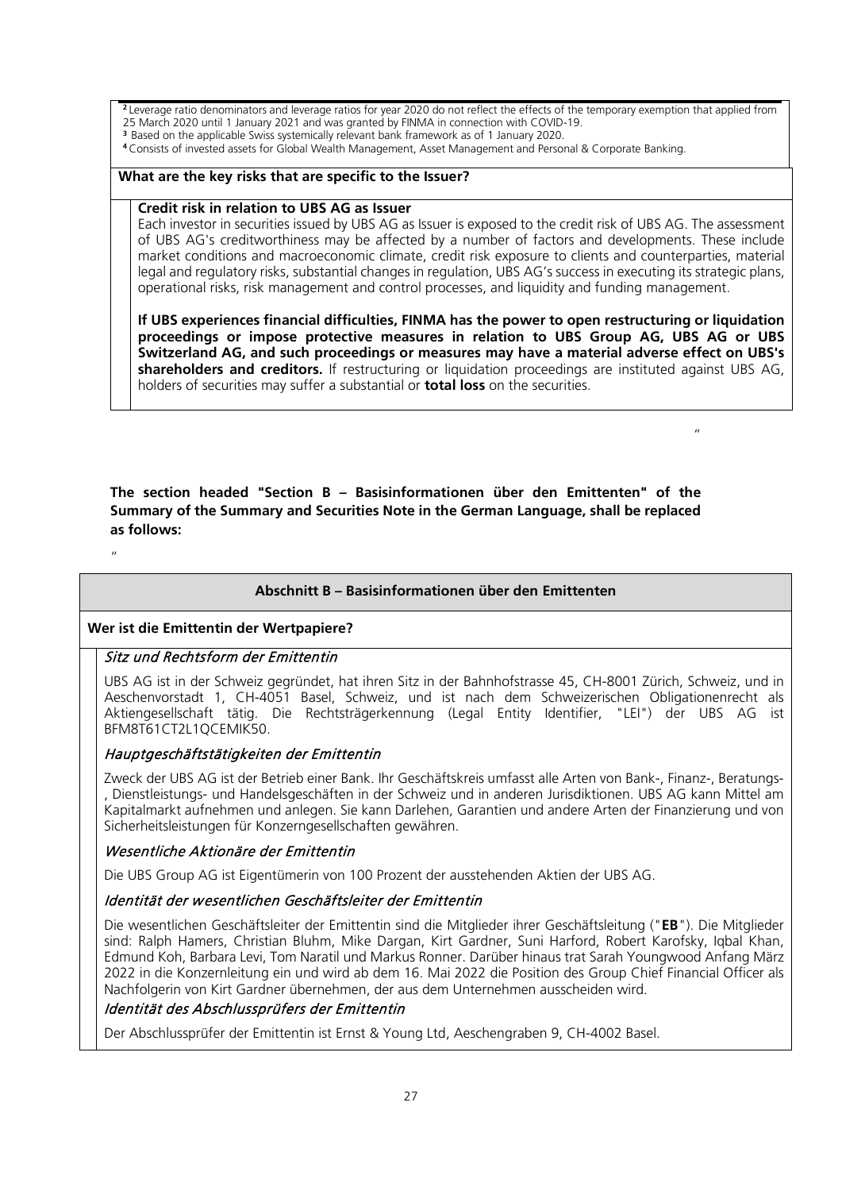[2] Leverage ratio denominators and leverage ratios for year 2020 do not reflect the effects of the temporary exemption that applied from 25 March 2020 until 1 January 2021 and was granted by FINMA in connection with COVID-19.

[3] Based on the applicable Swiss systemically relevant bank framework as of 1 January 2020.

[4] Consists of invested assets for Global Wealth Management, Asset Management and Personal & Corporate Banking.

**What are the key risks that are specific to the Issuer?**

**Credit risk in relation to UBS AG as Issuer**

Each investor in securities issued by UBS AG as Issuer is exposed to the credit risk of UBS AG. The assessment of UBS AG's creditworthiness may be affected by a number of factors and developments. These include market conditions and macroeconomic climate, credit risk exposure to clients and counterparties, material legal and regulatory risks, substantial changes in regulation, UBS AG's success in executing its strategic plans, operational risks, risk management and control processes, and liquidity and funding management.

**If UBS experiences financial difficulties, FINMA has the power to open restructuring or liquidation proceedings or impose protective measures in relation to UBS Group AG, UBS AG or UBS Switzerland AG, and such proceedings or measures may have a material adverse effect on UBS's shareholders and creditors.** If restructuring or liquidation proceedings are instituted against UBS AG, holders of securities may suffer a substantial or **total loss** on the securities.

"

**The section headed "Section B – Basisinformationen über den Emittenten" of the Summary of the Summary and Securities Note in the German Language, shall be replaced as follows:**

"

**Abschnitt B – Basisinformationen über den Emittenten**

**Wer ist die Emittentin der Wertpapiere?**

*Sitz und Rechtsform der Emittentin*

UBS AG ist in der Schweiz gegründet, hat ihren Sitz in der Bahnhofstrasse 45, CH-8001 Zürich, Schweiz, und in Aeschenvorstadt 1, CH-4051 Basel, Schweiz, und ist nach dem Schweizerischen Obligationenrecht als Aktiengesellschaft tätig. Die Rechtsträgerkennung (Legal Entity Identifier, "LEI") der UBS AG ist BFM8T61CT2L1QCEMIK50.

*Hauptgeschäftstätigkeiten der Emittentin*

Zweck der UBS AG ist der Betrieb einer Bank. Ihr Geschäftskreis umfasst alle Arten von Bank-, Finanz-, Beratungs-, Dienstleistungs- und Handelsgeschäften in der Schweiz und in anderen Jurisdiktionen. UBS AG kann Mittel am Kapitalmarkt aufnehmen und anlegen. Sie kann Darlehen, Garantien und andere Arten der Finanzierung und von Sicherheitsleistungen für Konzerngesellschaften gewähren.

*Wesentliche Aktionäre der Emittentin*

Die UBS Group AG ist Eigentümerin von 100 Prozent der ausstehenden Aktien der UBS AG.

*Identität der wesentlichen Geschäftsleiter der Emittentin*

Die wesentlichen Geschäftsleiter der Emittentin sind die Mitglieder ihrer Geschäftsleitung ("**EB**"). Die Mitglieder sind: Ralph Hamers, Christian Bluhm, Mike Dargan, Kirt Gardner, Suni Harford, Robert Karofsky, Iqbal Khan, Edmund Koh, Barbara Levi, Tom Naratil und Markus Ronner. Darüber hinaus trat Sarah Youngwood Anfang März 2022 in die Konzernleitung ein und wird ab dem 16. Mai 2022 die Position des Group Chief Financial Officer als Nachfolgerin von Kirt Gardner übernehmen, der aus dem Unternehmen ausscheiden wird.

*Identität des Abschlussprüfers der Emittentin*

Der Abschlussprüfer der Emittentin ist Ernst & Young Ltd, Aeschengraben 9, CH-4002 Basel.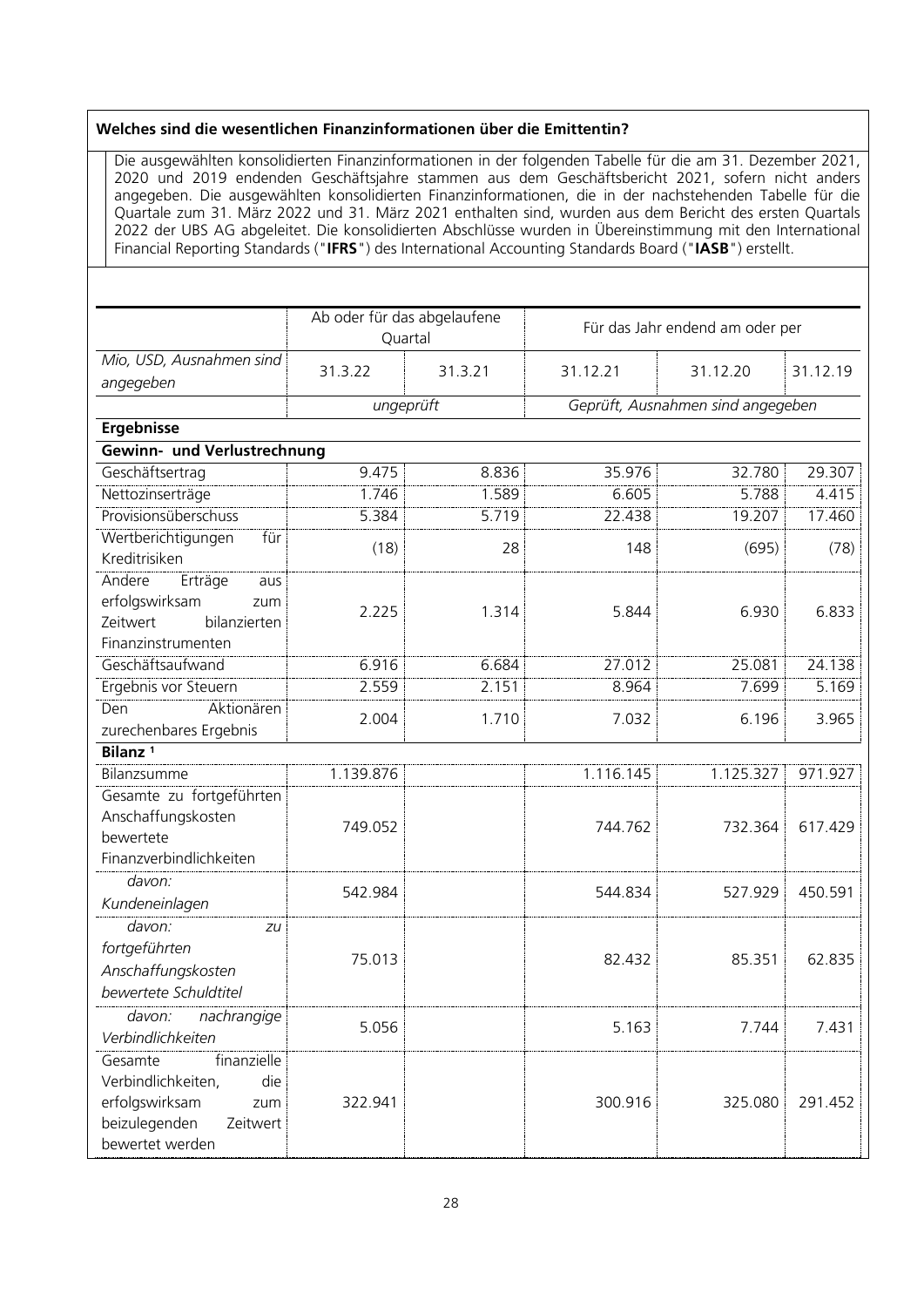**Welches sind die wesentlichen Finanzinformationen über die Emittentin?**

Die ausgewählten konsolidierten Finanzinformationen in der folgenden Tabelle für die am 31. Dezember 2021, 2020 und 2019 endenden Geschäftsjahre stammen aus dem Geschäftsbericht 2021, sofern nicht anders angegeben. Die ausgewählten konsolidierten Finanzinformationen, die in der nachstehenden Tabelle für die Quartale zum 31. März 2022 und 31. März 2021 enthalten sind, wurden aus dem Bericht des ersten Quartals 2022 der UBS AG abgeleitet. Die konsolidierten Abschlüsse wurden in Übereinstimmung mit den International Financial Reporting Standards ("**IFRS**") des International Accounting Standards Board ("**IASB**") erstellt.

| | Ab oder für das abgelaufene Quartal | | Für das Jahr endend am oder per | | |
|---|---|---|---|---|---|
| *Mio, USD, Ausnahmen sind angegeben* | 31.3.22 | 31.3.21 | 31.12.21 | 31.12.20 | 31.12.19 |
| | *ungeprüft* | | *Geprüft, Ausnahmen sind angegeben* | | |
| **Ergebnisse** | | | | | |
| **Gewinn- und Verlustrechnung** | | | | | |
| Geschäftsertrag | 9.475 | 8.836 | 35.976 | 32.780 | 29.307 |
| Nettozinserträge | 1.746 | 1.589 | 6.605 | 5.788 | 4.415 |
| Provisionsüberschuss | 5.384 | 5.719 | 22.438 | 19.207 | 17.460 |
| Wertberichtigungen für Kreditrisiken | (18) | 28 | 148 | (695) | (78) |
| Andere Erträge aus erfolgswirksam zum Zeitwert bilanzierten Finanzinstrumenten | 2.225 | 1.314 | 5.844 | 6.930 | 6.833 |
| Geschäftsaufwand | 6.916 | 6.684 | 27.012 | 25.081 | 24.138 |
| Ergebnis vor Steuern | 2.559 | 2.151 | 8.964 | 7.699 | 5.169 |
| Den Aktionären zurechenbares Ergebnis | 2.004 | 1.710 | 7.032 | 6.196 | 3.965 |
| **Bilanz** [1] | | | | | |
| Bilanzsumme | 1.139.876 | | 1.116.145 | 1.125.327 | 971.927 |
| Gesamte zu fortgeführten Anschaffungskosten bewertete Finanzverbindlichkeiten | 749.052 | | 744.762 | 732.364 | 617.429 |
| *davon: Kundeneinlagen* | 542.984 | | 544.834 | 527.929 | 450.591 |
| *davon: zu fortgeführten Anschaffungskosten bewertete Schuldtitel* | 75.013 | | 82.432 | 85.351 | 62.835 |
| *davon: nachrangige Verbindlichkeiten* | 5.056 | | 5.163 | 7.744 | 7.431 |
| Gesamte finanzielle Verbindlichkeiten, die erfolgswirksam zum beizulegenden Zeitwert bewertet werden | 322.941 | | 300.916 | 325.080 | 291.452 |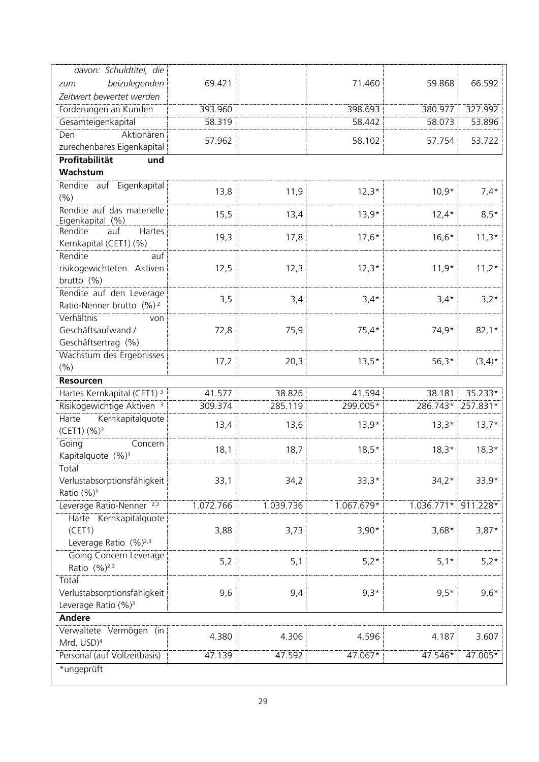| | | | | | |
|---|---|---|---|---|---|
| *davon: Schuldtitel, die zum beizulegenden Zeitwert bewertet werden* | 69.421 | | 71.460 | 59.868 | 66.592 |
| Forderungen an Kunden | 393.960 | | 398.693 | 380.977 | 327.992 |
| Gesamteigenkapital | 58.319 | | 58.442 | 58.073 | 53.896 |
| Den Aktionären zurechenbares Eigenkapital | 57.962 | | 58.102 | 57.754 | 53.722 |
| **Profitabilität und Wachstum** | | | | | |
| Rendite auf Eigenkapital (%) | 13,8 | 11,9 | 12,3* | 10,9* | 7,4* |
| Rendite auf das materielle Eigenkapital (%) | 15,5 | 13,4 | 13,9* | 12,4* | 8,5* |
| Rendite auf Hartes Kernkapital (CET1) (%) | 19,3 | 17,8 | 17,6* | 16,6* | 11,3* |
| Rendite auf risikogewichteten Aktiven brutto (%) | 12,5 | 12,3 | 12,3* | 11,9* | 11,2* |
| Rendite auf den Leverage Ratio-Nenner brutto (%)[2] | 3,5 | 3,4 | 3,4* | 3,4* | 3,2* |
| Verhältnis von Geschäftsaufwand / Geschäftsertrag (%) | 72,8 | 75,9 | 75,4* | 74,9* | 82,1* |
| Wachstum des Ergebnisses (%) | 17,2 | 20,3 | 13,5* | 56,3* | (3,4)* |
| **Resourcen** | | | | | |
| Hartes Kernkapital (CET1)[3] | 41.577 | 38.826 | 41.594 | 38.181 | 35.233* |
| Risikogewichtige Aktiven[3] | 309.374 | 285.119 | 299.005* | 286.743* | 257.831* |
| Harte Kernkapitalquote (CET1) (%)[3] | 13,4 | 13,6 | 13,9* | 13,3* | 13,7* |
| Going Concern Kapitalquote (%)[3] | 18,1 | 18,7 | 18,5* | 18,3* | 18,3* |
| Total Verlustabsorptionsfähigkeit Ratio (%)[3] | 33,1 | 34,2 | 33,3* | 34,2* | 33,9* |
| Leverage Ratio-Nenner[2,3] | 1.072.766 | 1.039.736 | 1.067.679* | 1.036.771* | 911.228* |
| Harte Kernkapitalquote (CET1) Leverage Ratio (%)[2,3] | 3,88 | 3,73 | 3,90* | 3,68* | 3,87* |
| Going Concern Leverage Ratio (%)[2,3] | 5,2 | 5,1 | 5,2* | 5,1* | 5,2* |
| Total Verlustabsorptionsfähigkeit Leverage Ratio (%)[3] | 9,6 | 9,4 | 9,3* | 9,5* | 9,6* |
| **Andere** | | | | | |
| Verwaltete Vermögen (in Mrd, USD)[4] | 4.380 | 4.306 | 4.596 | 4.187 | 3.607 |
| Personal (auf Vollzeitbasis) | 47.139 | 47.592 | 47.067* | 47.546* | 47.005* |

*ungeprüft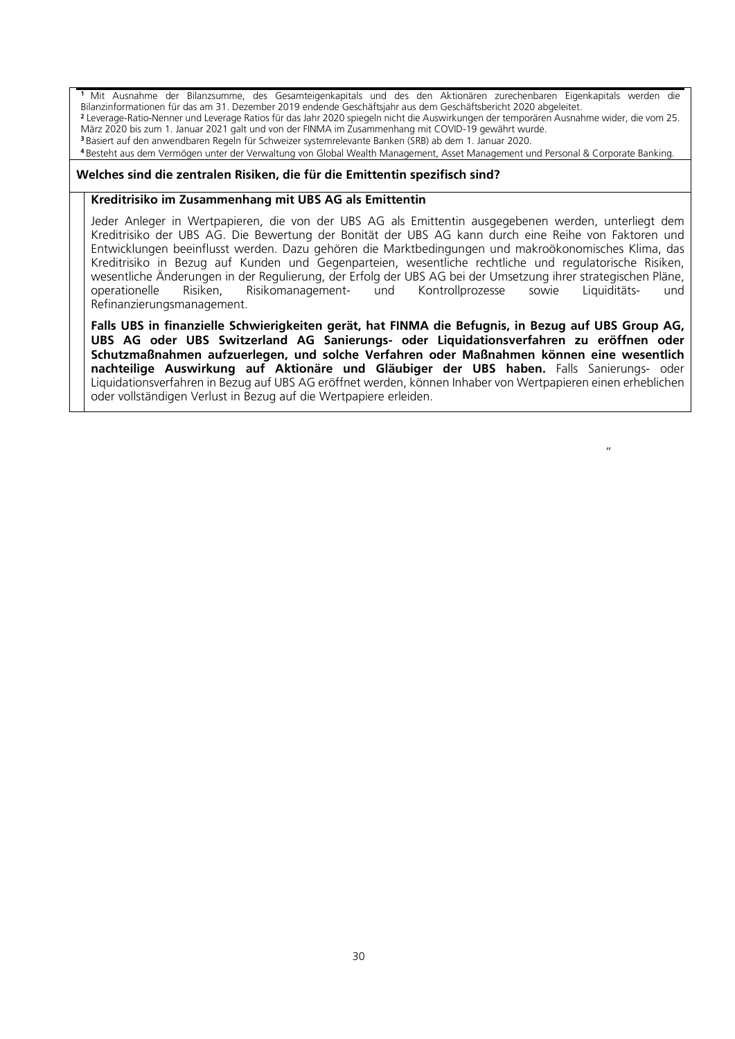[1] Mit Ausnahme der Bilanzsumme, des Gesamteigenkapitals und des den Aktionären zurechenbaren Eigenkapitals werden die Bilanzinformationen für das am 31. Dezember 2019 endende Geschäftsjahr aus dem Geschäftsbericht 2020 abgeleitet.
[2] Leverage-Ratio-Nenner und Leverage Ratios für das Jahr 2020 spiegeln nicht die Auswirkungen der temporären Ausnahme wider, die vom 25. März 2020 bis zum 1. Januar 2021 galt und von der FINMA im Zusammenhang mit COVID-19 gewährt wurde.
[3] Basiert auf den anwendbaren Regeln für Schweizer systemrelevante Banken (SRB) ab dem 1. Januar 2020.
[4] Besteht aus dem Vermögen unter der Verwaltung von Global Wealth Management, Asset Management und Personal & Corporate Banking.

**Welches sind die zentralen Risiken, die für die Emittentin spezifisch sind?**

**Kreditrisiko im Zusammenhang mit UBS AG als Emittentin**

Jeder Anleger in Wertpapieren, die von der UBS AG als Emittentin ausgegebenen werden, unterliegt dem Kreditrisiko der UBS AG. Die Bewertung der Bonität der UBS AG kann durch eine Reihe von Faktoren und Entwicklungen beeinflusst werden. Dazu gehören die Marktbedingungen und makroökonomisches Klima, das Kreditrisiko in Bezug auf Kunden und Gegenparteien, wesentliche rechtliche und regulatorische Risiken, wesentliche Änderungen in der Regulierung, der Erfolg der UBS AG bei der Umsetzung ihrer strategischen Pläne, operationelle Risiken, Risikomanagement- und Kontrollprozesse sowie Liquiditäts- und Refinanzierungsmanagement.

**Falls UBS in finanzielle Schwierigkeiten gerät, hat FINMA die Befugnis, in Bezug auf UBS Group AG, UBS AG oder UBS Switzerland AG Sanierungs- oder Liquidationsverfahren zu eröffnen oder Schutzmaßnahmen aufzuerlegen, und solche Verfahren oder Maßnahmen können eine wesentlich nachteilige Auswirkung auf Aktionäre und Gläubiger der UBS haben.** Falls Sanierungs- oder Liquidationsverfahren in Bezug auf UBS AG eröffnet werden, können Inhaber von Wertpapieren einen erheblichen oder vollständigen Verlust in Bezug auf die Wertpapiere erleiden.

"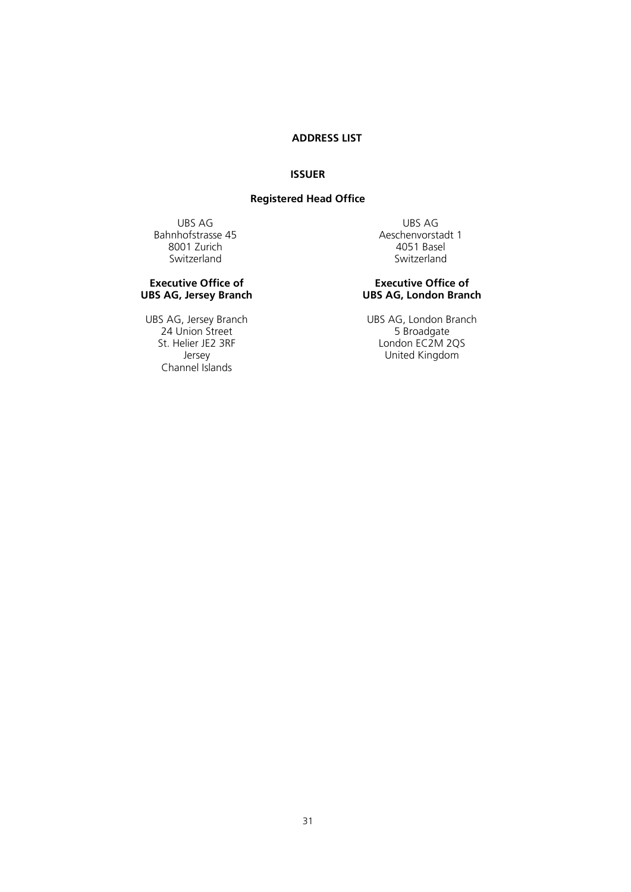# ADDRESS LIST

## ISSUER

### Registered Head Office

UBS AG
Bahnhofstrasse 45
8001 Zurich
Switzerland

UBS AG
Aeschenvorstadt 1
4051 Basel
Switzerland

**Executive Office of UBS AG, Jersey Branch**

UBS AG, Jersey Branch
24 Union Street
St. Helier JE2 3RF
Jersey
Channel Islands

**Executive Office of UBS AG, London Branch**

UBS AG, London Branch
5 Broadgate
London EC2M 2QS
United Kingdom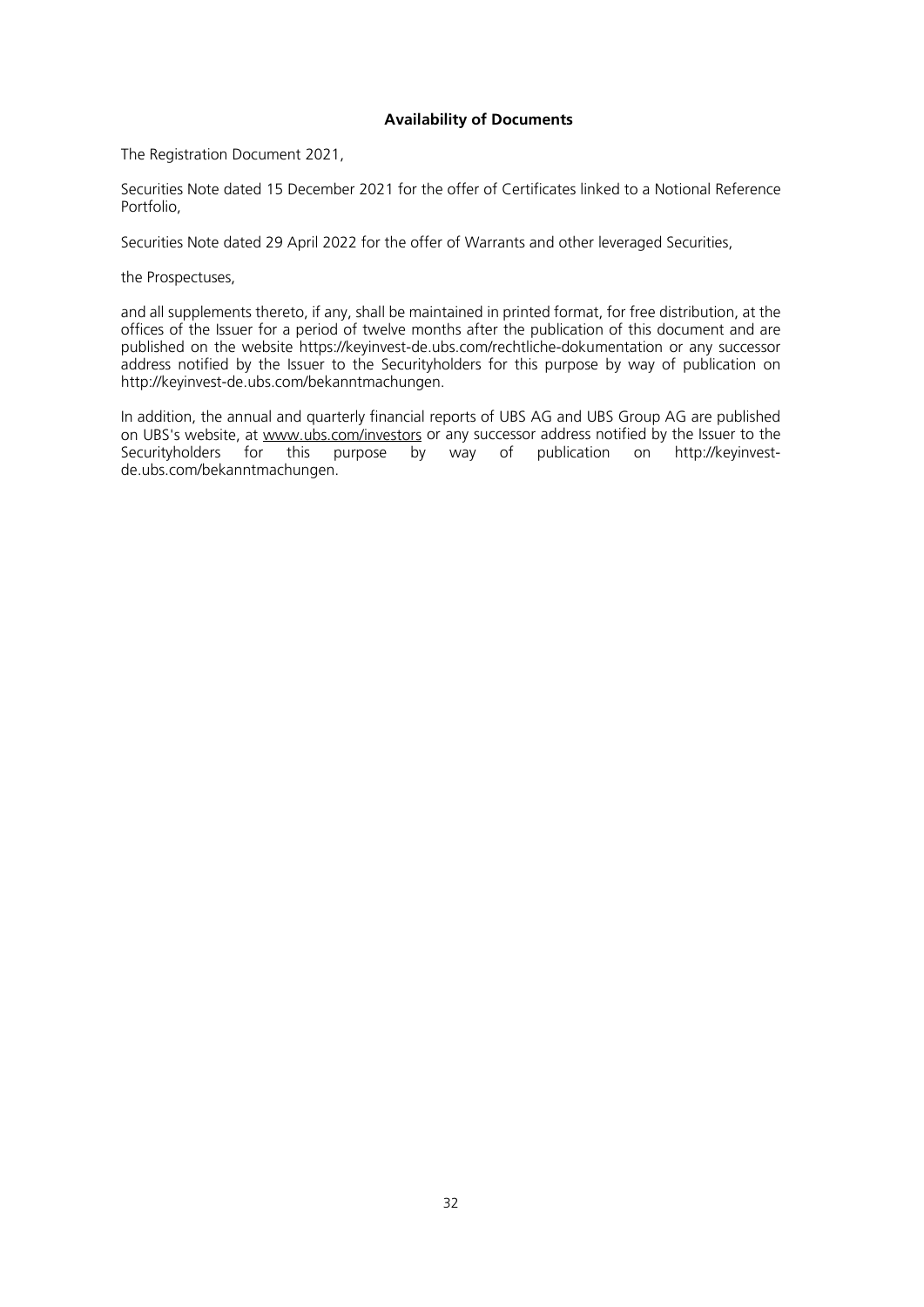**Availability of Documents**

The Registration Document 2021,

Securities Note dated 15 December 2021 for the offer of Certificates linked to a Notional Reference Portfolio,

Securities Note dated 29 April 2022 for the offer of Warrants and other leveraged Securities,

the Prospectuses,

and all supplements thereto, if any, shall be maintained in printed format, for free distribution, at the offices of the Issuer for a period of twelve months after the publication of this document and are published on the website https://keyinvest-de.ubs.com/rechtliche-dokumentation or any successor address notified by the Issuer to the Securityholders for this purpose by way of publication on http://keyinvest-de.ubs.com/bekanntmachungen.

In addition, the annual and quarterly financial reports of UBS AG and UBS Group AG are published on UBS's website, at www.ubs.com/investors or any successor address notified by the Issuer to the Securityholders for this purpose by way of publication on http://keyinvest-de.ubs.com/bekanntmachungen.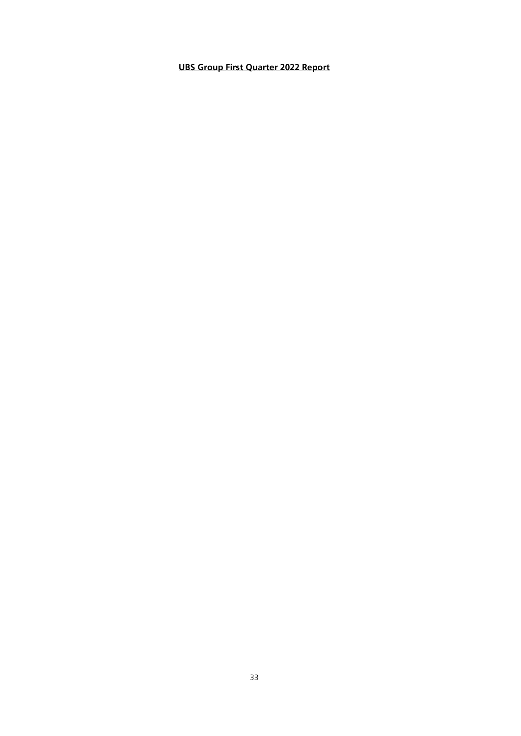**UBS Group First Quarter 2022 Report**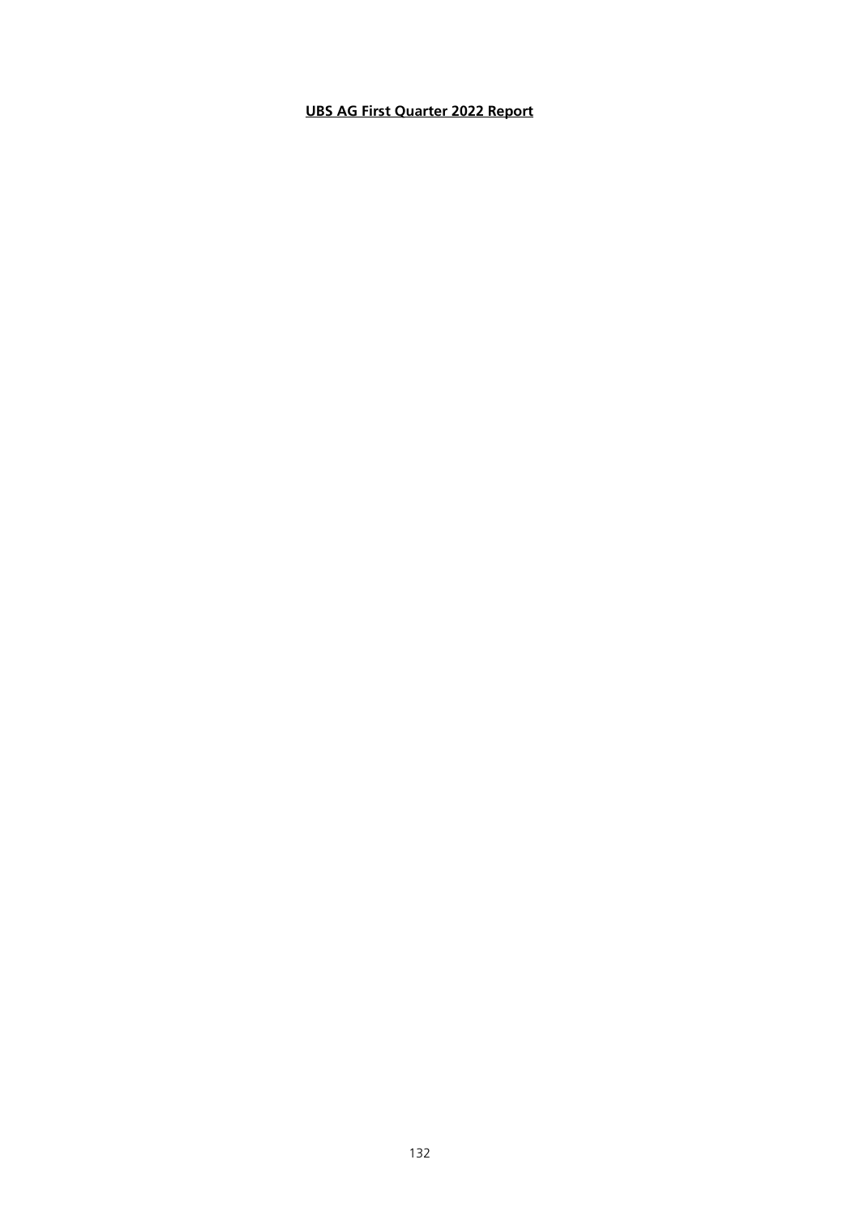**UBS AG First Quarter 2022 Report**